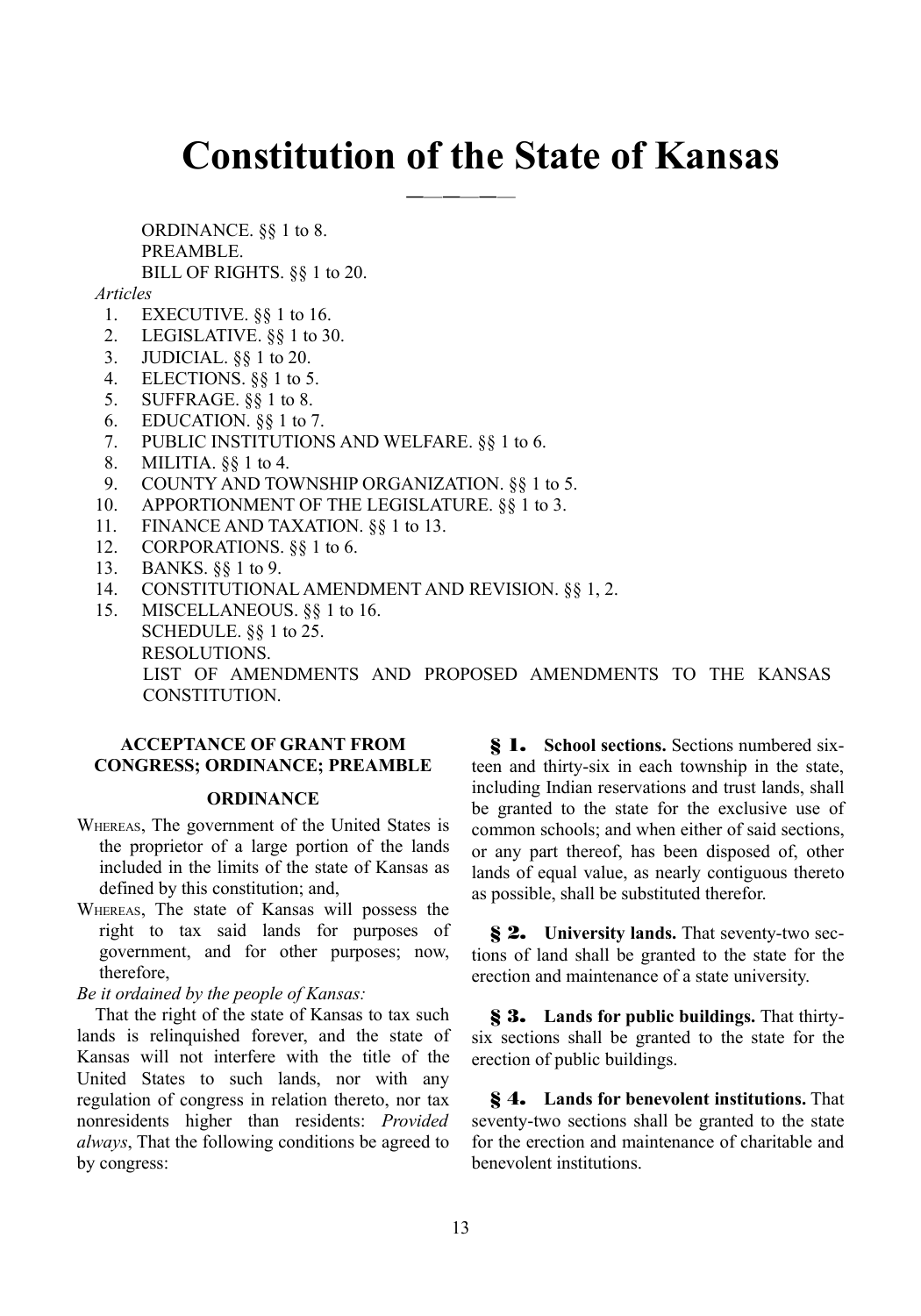# Constitution of the State of Kansas

ORDINANCE. §§ 1 to 8.
PREAMBLE.
BILL OF RIGHTS. §§ 1 to 20.

*Articles*

1. EXECUTIVE. §§ 1 to 16.
2. LEGISLATIVE. §§ 1 to 30.
3. JUDICIAL. §§ 1 to 20.
4. ELECTIONS. §§ 1 to 5.
5. SUFFRAGE. §§ 1 to 8.
6. EDUCATION. §§ 1 to 7.
7. PUBLIC INSTITUTIONS AND WELFARE. §§ 1 to 6.
8. MILITIA. §§ 1 to 4.
9. COUNTY AND TOWNSHIP ORGANIZATION. §§ 1 to 5.
10. APPORTIONMENT OF THE LEGISLATURE. §§ 1 to 3.
11. FINANCE AND TAXATION. §§ 1 to 13.
12. CORPORATIONS. §§ 1 to 6.
13. BANKS. §§ 1 to 9.
14. CONSTITUTIONAL AMENDMENT AND REVISION. §§ 1, 2.
15. MISCELLANEOUS. §§ 1 to 16.

SCHEDULE. §§ 1 to 25.
RESOLUTIONS.
LIST OF AMENDMENTS AND PROPOSED AMENDMENTS TO THE KANSAS CONSTITUTION.

## ACCEPTANCE OF GRANT FROM CONGRESS; ORDINANCE; PREAMBLE

### ORDINANCE

WHEREAS, The government of the United States is the proprietor of a large portion of the lands included in the limits of the state of Kansas as defined by this constitution; and,

WHEREAS, The state of Kansas will possess the right to tax said lands for purposes of government, and for other purposes; now, therefore,

*Be it ordained by the people of Kansas:*

That the right of the state of Kansas to tax such lands is relinquished forever, and the state of Kansas will not interfere with the title of the United States to such lands, nor with any regulation of congress in relation thereto, nor tax nonresidents higher than residents: *Provided always*, That the following conditions be agreed to by congress:

**§ 1. School sections.** Sections numbered sixteen and thirty-six in each township in the state, including Indian reservations and trust lands, shall be granted to the state for the exclusive use of common schools; and when either of said sections, or any part thereof, has been disposed of, other lands of equal value, as nearly contiguous thereto as possible, shall be substituted therefor.

**§ 2. University lands.** That seventy-two sections of land shall be granted to the state for the erection and maintenance of a state university.

**§ 3. Lands for public buildings.** That thirty-six sections shall be granted to the state for the erection of public buildings.

**§ 4. Lands for benevolent institutions.** That seventy-two sections shall be granted to the state for the erection and maintenance of charitable and benevolent institutions.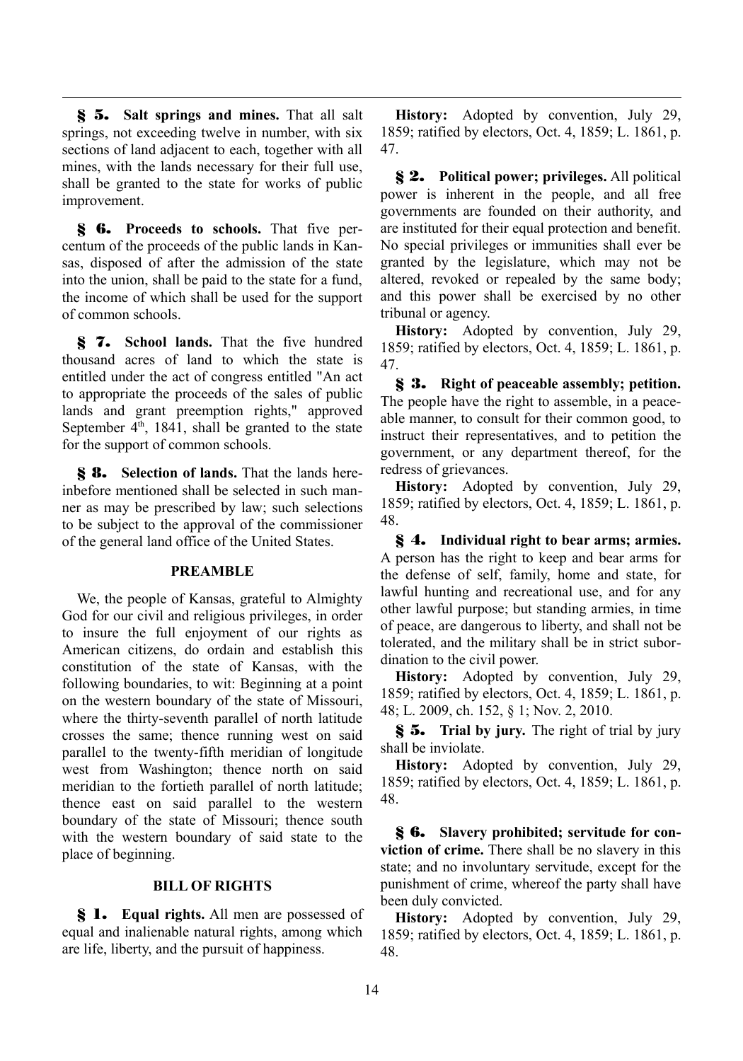**§ 5. Salt springs and mines.** That all salt springs, not exceeding twelve in number, with six sections of land adjacent to each, together with all mines, with the lands necessary for their full use, shall be granted to the state for works of public improvement.

**§ 6. Proceeds to schools.** That five percentum of the proceeds of the public lands in Kansas, disposed of after the admission of the state into the union, shall be paid to the state for a fund, the income of which shall be used for the support of common schools.

**§ 7. School lands.** That the five hundred thousand acres of land to which the state is entitled under the act of congress entitled "An act to appropriate the proceeds of the sales of public lands and grant preemption rights," approved September 4th, 1841, shall be granted to the state for the support of common schools.

**§ 8. Selection of lands.** That the lands hereinbefore mentioned shall be selected in such manner as may be prescribed by law; such selections to be subject to the approval of the commissioner of the general land office of the United States.

## PREAMBLE

We, the people of Kansas, grateful to Almighty God for our civil and religious privileges, in order to insure the full enjoyment of our rights as American citizens, do ordain and establish this constitution of the state of Kansas, with the following boundaries, to wit: Beginning at a point on the western boundary of the state of Missouri, where the thirty-seventh parallel of north latitude crosses the same; thence running west on said parallel to the twenty-fifth meridian of longitude west from Washington; thence north on said meridian to the fortieth parallel of north latitude; thence east on said parallel to the western boundary of the state of Missouri; thence south with the western boundary of said state to the place of beginning.

## BILL OF RIGHTS

**§ 1. Equal rights.** All men are possessed of equal and inalienable natural rights, among which are life, liberty, and the pursuit of happiness.

**History:** Adopted by convention, July 29, 1859; ratified by electors, Oct. 4, 1859; L. 1861, p. 47.

**§ 2. Political power; privileges.** All political power is inherent in the people, and all free governments are founded on their authority, and are instituted for their equal protection and benefit. No special privileges or immunities shall ever be granted by the legislature, which may not be altered, revoked or repealed by the same body; and this power shall be exercised by no other tribunal or agency.

**History:** Adopted by convention, July 29, 1859; ratified by electors, Oct. 4, 1859; L. 1861, p. 47.

**§ 3. Right of peaceable assembly; petition.** The people have the right to assemble, in a peaceable manner, to consult for their common good, to instruct their representatives, and to petition the government, or any department thereof, for the redress of grievances.

**History:** Adopted by convention, July 29, 1859; ratified by electors, Oct. 4, 1859; L. 1861, p. 48.

**§ 4. Individual right to bear arms; armies.** A person has the right to keep and bear arms for the defense of self, family, home and state, for lawful hunting and recreational use, and for any other lawful purpose; but standing armies, in time of peace, are dangerous to liberty, and shall not be tolerated, and the military shall be in strict subordination to the civil power.

**History:** Adopted by convention, July 29, 1859; ratified by electors, Oct. 4, 1859; L. 1861, p. 48; L. 2009, ch. 152, § 1; Nov. 2, 2010.

**§ 5. Trial by jury.** The right of trial by jury shall be inviolate.

**History:** Adopted by convention, July 29, 1859; ratified by electors, Oct. 4, 1859; L. 1861, p. 48.

**§ 6. Slavery prohibited; servitude for conviction of crime.** There shall be no slavery in this state; and no involuntary servitude, except for the punishment of crime, whereof the party shall have been duly convicted.

**History:** Adopted by convention, July 29, 1859; ratified by electors, Oct. 4, 1859; L. 1861, p. 48.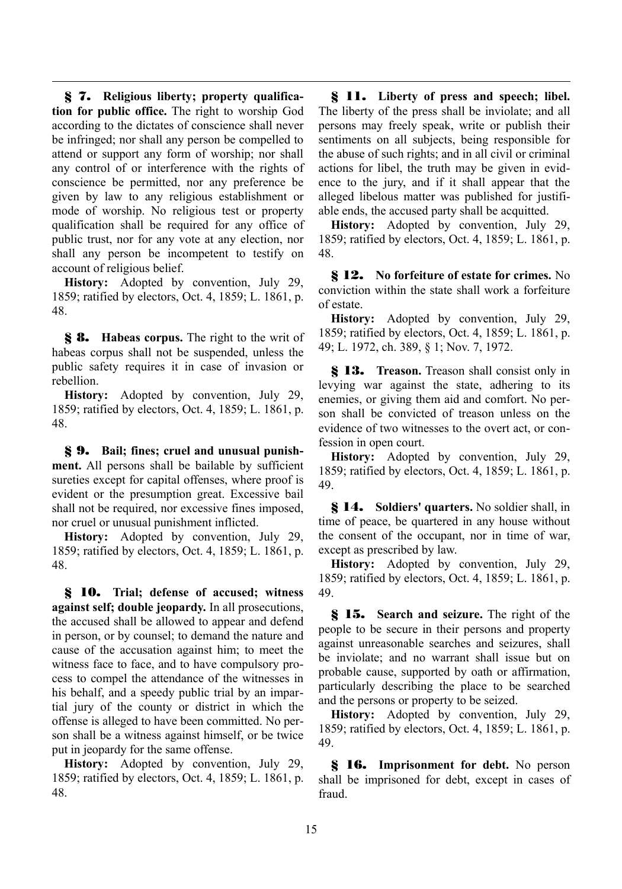**§ 7. Religious liberty; property qualification for public office.** The right to worship God according to the dictates of conscience shall never be infringed; nor shall any person be compelled to attend or support any form of worship; nor shall any control of or interference with the rights of conscience be permitted, nor any preference be given by law to any religious establishment or mode of worship. No religious test or property qualification shall be required for any office of public trust, nor for any vote at any election, nor shall any person be incompetent to testify on account of religious belief.

**History:** Adopted by convention, July 29, 1859; ratified by electors, Oct. 4, 1859; L. 1861, p. 48.

**§ 8. Habeas corpus.** The right to the writ of habeas corpus shall not be suspended, unless the public safety requires it in case of invasion or rebellion.

**History:** Adopted by convention, July 29, 1859; ratified by electors, Oct. 4, 1859; L. 1861, p. 48.

**§ 9. Bail; fines; cruel and unusual punishment.** All persons shall be bailable by sufficient sureties except for capital offenses, where proof is evident or the presumption great. Excessive bail shall not be required, nor excessive fines imposed, nor cruel or unusual punishment inflicted.

**History:** Adopted by convention, July 29, 1859; ratified by electors, Oct. 4, 1859; L. 1861, p. 48.

**§ 10. Trial; defense of accused; witness against self; double jeopardy.** In all prosecutions, the accused shall be allowed to appear and defend in person, or by counsel; to demand the nature and cause of the accusation against him; to meet the witness face to face, and to have compulsory process to compel the attendance of the witnesses in his behalf, and a speedy public trial by an impartial jury of the county or district in which the offense is alleged to have been committed. No person shall be a witness against himself, or be twice put in jeopardy for the same offense.

**History:** Adopted by convention, July 29, 1859; ratified by electors, Oct. 4, 1859; L. 1861, p. 48.

**§ 11. Liberty of press and speech; libel.** The liberty of the press shall be inviolate; and all persons may freely speak, write or publish their sentiments on all subjects, being responsible for the abuse of such rights; and in all civil or criminal actions for libel, the truth may be given in evidence to the jury, and if it shall appear that the alleged libelous matter was published for justifiable ends, the accused party shall be acquitted.

**History:** Adopted by convention, July 29, 1859; ratified by electors, Oct. 4, 1859; L. 1861, p. 48.

**§ 12. No forfeiture of estate for crimes.** No conviction within the state shall work a forfeiture of estate.

**History:** Adopted by convention, July 29, 1859; ratified by electors, Oct. 4, 1859; L. 1861, p. 49; L. 1972, ch. 389, § 1; Nov. 7, 1972.

**§ 13. Treason.** Treason shall consist only in levying war against the state, adhering to its enemies, or giving them aid and comfort. No person shall be convicted of treason unless on the evidence of two witnesses to the overt act, or confession in open court.

**History:** Adopted by convention, July 29, 1859; ratified by electors, Oct. 4, 1859; L. 1861, p. 49.

**§ 14. Soldiers' quarters.** No soldier shall, in time of peace, be quartered in any house without the consent of the occupant, nor in time of war, except as prescribed by law.

**History:** Adopted by convention, July 29, 1859; ratified by electors, Oct. 4, 1859; L. 1861, p. 49.

**§ 15. Search and seizure.** The right of the people to be secure in their persons and property against unreasonable searches and seizures, shall be inviolate; and no warrant shall issue but on probable cause, supported by oath or affirmation, particularly describing the place to be searched and the persons or property to be seized.

**History:** Adopted by convention, July 29, 1859; ratified by electors, Oct. 4, 1859; L. 1861, p. 49.

**§ 16. Imprisonment for debt.** No person shall be imprisoned for debt, except in cases of fraud.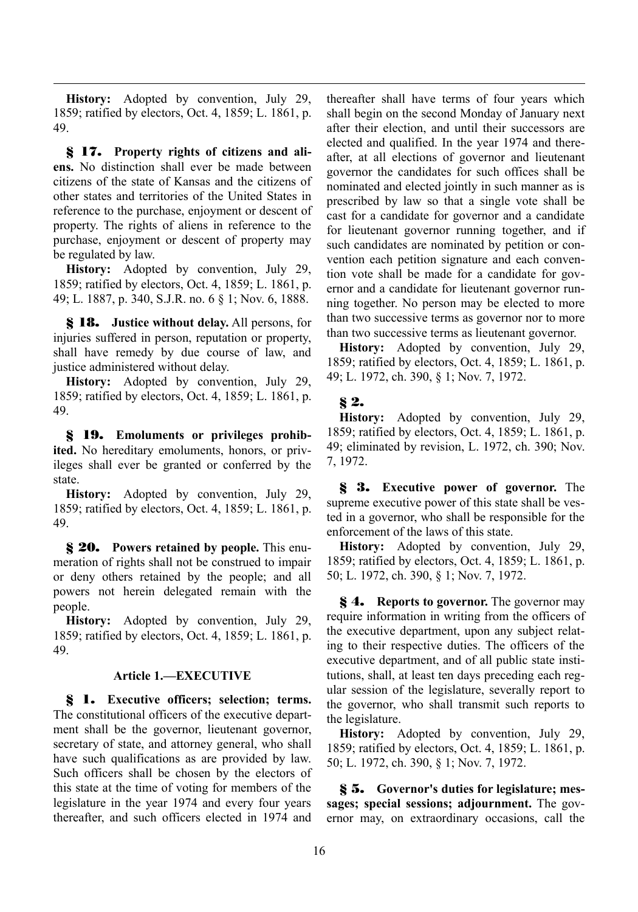**History:** Adopted by convention, July 29, 1859; ratified by electors, Oct. 4, 1859; L. 1861, p. 49.

**§ 17. Property rights of citizens and aliens.** No distinction shall ever be made between citizens of the state of Kansas and the citizens of other states and territories of the United States in reference to the purchase, enjoyment or descent of property. The rights of aliens in reference to the purchase, enjoyment or descent of property may be regulated by law.

**History:** Adopted by convention, July 29, 1859; ratified by electors, Oct. 4, 1859; L. 1861, p. 49; L. 1887, p. 340, S.J.R. no. 6 § 1; Nov. 6, 1888.

**§ 18. Justice without delay.** All persons, for injuries suffered in person, reputation or property, shall have remedy by due course of law, and justice administered without delay.

**History:** Adopted by convention, July 29, 1859; ratified by electors, Oct. 4, 1859; L. 1861, p. 49.

**§ 19. Emoluments or privileges prohibited.** No hereditary emoluments, honors, or privileges shall ever be granted or conferred by the state.

**History:** Adopted by convention, July 29, 1859; ratified by electors, Oct. 4, 1859; L. 1861, p. 49.

**§ 20. Powers retained by people.** This enumeration of rights shall not be construed to impair or deny others retained by the people; and all powers not herein delegated remain with the people.

**History:** Adopted by convention, July 29, 1859; ratified by electors, Oct. 4, 1859; L. 1861, p. 49.

## Article 1.—EXECUTIVE

**§ 1. Executive officers; selection; terms.** The constitutional officers of the executive department shall be the governor, lieutenant governor, secretary of state, and attorney general, who shall have such qualifications as are provided by law. Such officers shall be chosen by the electors of this state at the time of voting for members of the legislature in the year 1974 and every four years thereafter, and such officers elected in 1974 and thereafter shall have terms of four years which shall begin on the second Monday of January next after their election, and until their successors are elected and qualified. In the year 1974 and thereafter, at all elections of governor and lieutenant governor the candidates for such offices shall be nominated and elected jointly in such manner as is prescribed by law so that a single vote shall be cast for a candidate for governor and a candidate for lieutenant governor running together, and if such candidates are nominated by petition or convention each petition signature and each convention vote shall be made for a candidate for governor and a candidate for lieutenant governor running together. No person may be elected to more than two successive terms as governor nor to more than two successive terms as lieutenant governor.

**History:** Adopted by convention, July 29, 1859; ratified by electors, Oct. 4, 1859; L. 1861, p. 49; L. 1972, ch. 390, § 1; Nov. 7, 1972.

**§ 2.**

**History:** Adopted by convention, July 29, 1859; ratified by electors, Oct. 4, 1859; L. 1861, p. 49; eliminated by revision, L. 1972, ch. 390; Nov. 7, 1972.

**§ 3. Executive power of governor.** The supreme executive power of this state shall be vested in a governor, who shall be responsible for the enforcement of the laws of this state.

**History:** Adopted by convention, July 29, 1859; ratified by electors, Oct. 4, 1859; L. 1861, p. 50; L. 1972, ch. 390, § 1; Nov. 7, 1972.

**§ 4. Reports to governor.** The governor may require information in writing from the officers of the executive department, upon any subject relating to their respective duties. The officers of the executive department, and of all public state institutions, shall, at least ten days preceding each regular session of the legislature, severally report to the governor, who shall transmit such reports to the legislature.

**History:** Adopted by convention, July 29, 1859; ratified by electors, Oct. 4, 1859; L. 1861, p. 50; L. 1972, ch. 390, § 1; Nov. 7, 1972.

**§ 5. Governor's duties for legislature; messages; special sessions; adjournment.** The governor may, on extraordinary occasions, call the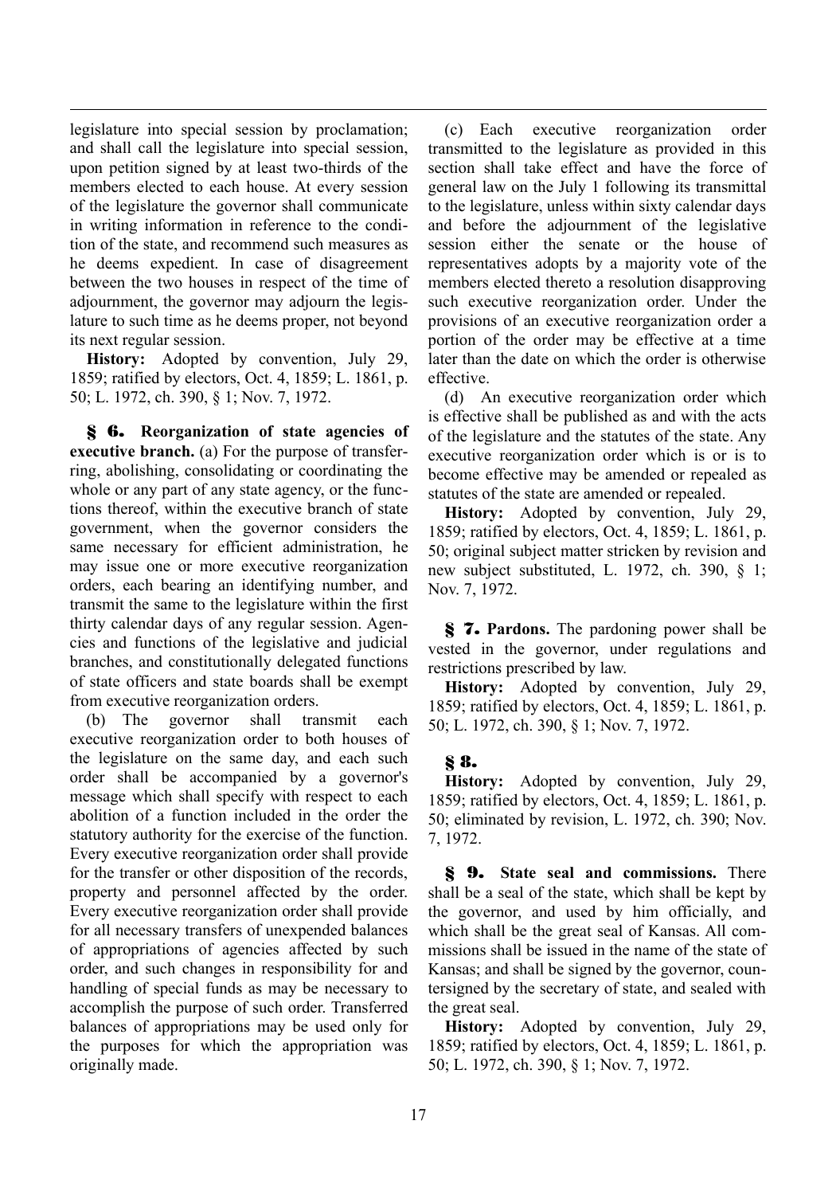legislature into special session by proclamation; and shall call the legislature into special session, upon petition signed by at least two-thirds of the members elected to each house. At every session of the legislature the governor shall communicate in writing information in reference to the condition of the state, and recommend such measures as he deems expedient. In case of disagreement between the two houses in respect of the time of adjournment, the governor may adjourn the legislature to such time as he deems proper, not beyond its next regular session.

**History:** Adopted by convention, July 29, 1859; ratified by electors, Oct. 4, 1859; L. 1861, p. 50; L. 1972, ch. 390, § 1; Nov. 7, 1972.

**§ 6. Reorganization of state agencies of executive branch.** (a) For the purpose of transferring, abolishing, consolidating or coordinating the whole or any part of any state agency, or the functions thereof, within the executive branch of state government, when the governor considers the same necessary for efficient administration, he may issue one or more executive reorganization orders, each bearing an identifying number, and transmit the same to the legislature within the first thirty calendar days of any regular session. Agencies and functions of the legislative and judicial branches, and constitutionally delegated functions of state officers and state boards shall be exempt from executive reorganization orders.

(b) The governor shall transmit each executive reorganization order to both houses of the legislature on the same day, and each such order shall be accompanied by a governor's message which shall specify with respect to each abolition of a function included in the order the statutory authority for the exercise of the function. Every executive reorganization order shall provide for the transfer or other disposition of the records, property and personnel affected by the order. Every executive reorganization order shall provide for all necessary transfers of unexpended balances of appropriations of agencies affected by such order, and such changes in responsibility for and handling of special funds as may be necessary to accomplish the purpose of such order. Transferred balances of appropriations may be used only for the purposes for which the appropriation was originally made.

(c) Each executive reorganization order transmitted to the legislature as provided in this section shall take effect and have the force of general law on the July 1 following its transmittal to the legislature, unless within sixty calendar days and before the adjournment of the legislative session either the senate or the house of representatives adopts by a majority vote of the members elected thereto a resolution disapproving such executive reorganization order. Under the provisions of an executive reorganization order a portion of the order may be effective at a time later than the date on which the order is otherwise effective.

(d) An executive reorganization order which is effective shall be published as and with the acts of the legislature and the statutes of the state. Any executive reorganization order which is or is to become effective may be amended or repealed as statutes of the state are amended or repealed.

**History:** Adopted by convention, July 29, 1859; ratified by electors, Oct. 4, 1859; L. 1861, p. 50; original subject matter stricken by revision and new subject substituted, L. 1972, ch. 390, § 1; Nov. 7, 1972.

**§ 7. Pardons.** The pardoning power shall be vested in the governor, under regulations and restrictions prescribed by law.

**History:** Adopted by convention, July 29, 1859; ratified by electors, Oct. 4, 1859; L. 1861, p. 50; L. 1972, ch. 390, § 1; Nov. 7, 1972.

**§ 8.**

**History:** Adopted by convention, July 29, 1859; ratified by electors, Oct. 4, 1859; L. 1861, p. 50; eliminated by revision, L. 1972, ch. 390; Nov. 7, 1972.

**§ 9. State seal and commissions.** There shall be a seal of the state, which shall be kept by the governor, and used by him officially, and which shall be the great seal of Kansas. All commissions shall be issued in the name of the state of Kansas; and shall be signed by the governor, countersigned by the secretary of state, and sealed with the great seal.

**History:** Adopted by convention, July 29, 1859; ratified by electors, Oct. 4, 1859; L. 1861, p. 50; L. 1972, ch. 390, § 1; Nov. 7, 1972.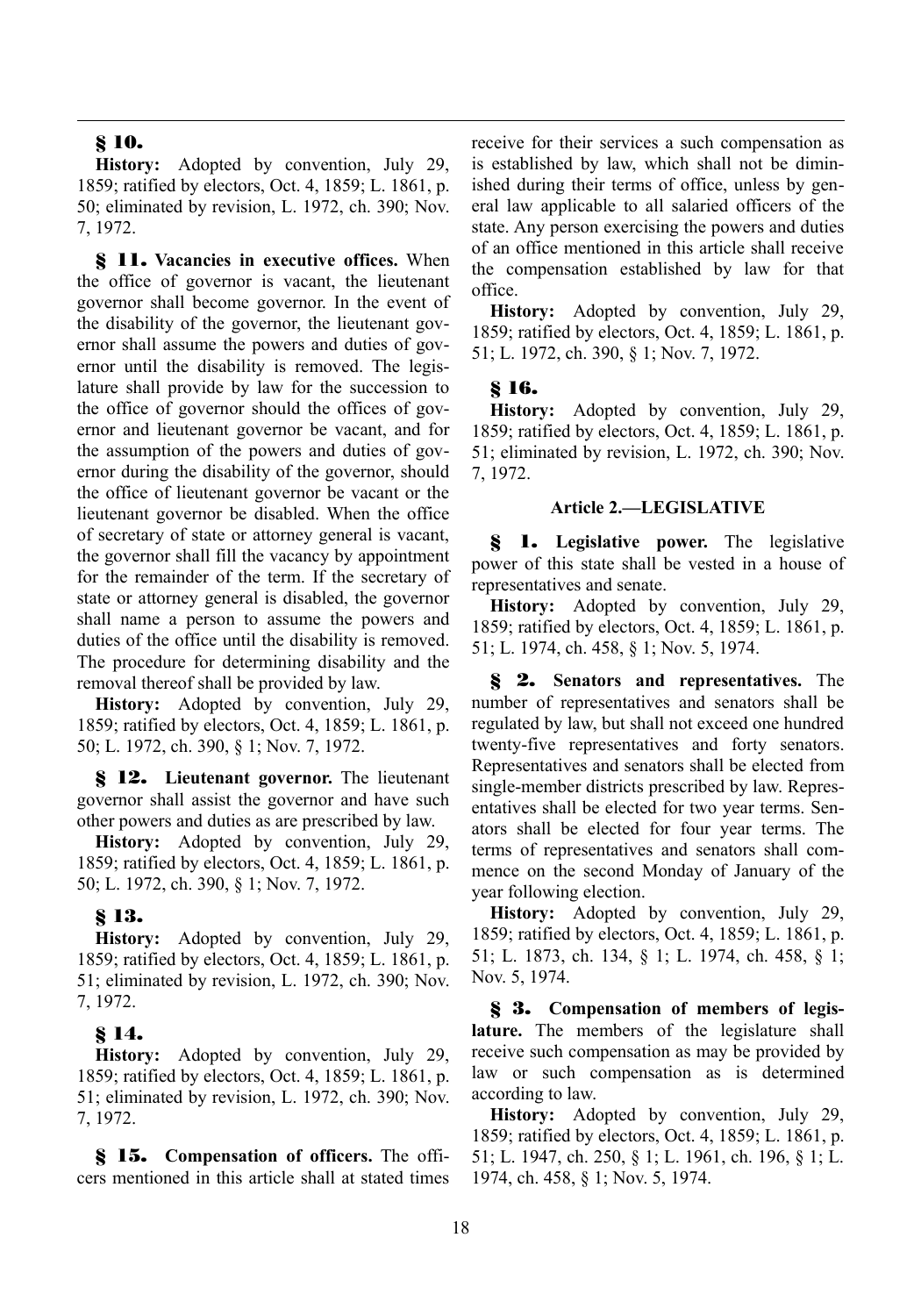**§ 10.**

**History:** Adopted by convention, July 29, 1859; ratified by electors, Oct. 4, 1859; L. 1861, p. 50; eliminated by revision, L. 1972, ch. 390; Nov. 7, 1972.

**§ 11. Vacancies in executive offices.** When the office of governor is vacant, the lieutenant governor shall become governor. In the event of the disability of the governor, the lieutenant governor shall assume the powers and duties of governor until the disability is removed. The legislature shall provide by law for the succession to the office of governor should the offices of governor and lieutenant governor be vacant, and for the assumption of the powers and duties of governor during the disability of the governor, should the office of lieutenant governor be vacant or the lieutenant governor be disabled. When the office of secretary of state or attorney general is vacant, the governor shall fill the vacancy by appointment for the remainder of the term. If the secretary of state or attorney general is disabled, the governor shall name a person to assume the powers and duties of the office until the disability is removed. The procedure for determining disability and the removal thereof shall be provided by law.

**History:** Adopted by convention, July 29, 1859; ratified by electors, Oct. 4, 1859; L. 1861, p. 50; L. 1972, ch. 390, § 1; Nov. 7, 1972.

**§ 12. Lieutenant governor.** The lieutenant governor shall assist the governor and have such other powers and duties as are prescribed by law.

**History:** Adopted by convention, July 29, 1859; ratified by electors, Oct. 4, 1859; L. 1861, p. 50; L. 1972, ch. 390, § 1; Nov. 7, 1972.

**§ 13.**

**History:** Adopted by convention, July 29, 1859; ratified by electors, Oct. 4, 1859; L. 1861, p. 51; eliminated by revision, L. 1972, ch. 390; Nov. 7, 1972.

**§ 14.**

**History:** Adopted by convention, July 29, 1859; ratified by electors, Oct. 4, 1859; L. 1861, p. 51; eliminated by revision, L. 1972, ch. 390; Nov. 7, 1972.

**§ 15. Compensation of officers.** The officers mentioned in this article shall at stated times receive for their services a such compensation as is established by law, which shall not be diminished during their terms of office, unless by general law applicable to all salaried officers of the state. Any person exercising the powers and duties of an office mentioned in this article shall receive the compensation established by law for that office.

**History:** Adopted by convention, July 29, 1859; ratified by electors, Oct. 4, 1859; L. 1861, p. 51; L. 1972, ch. 390, § 1; Nov. 7, 1972.

**§ 16.**

**History:** Adopted by convention, July 29, 1859; ratified by electors, Oct. 4, 1859; L. 1861, p. 51; eliminated by revision, L. 1972, ch. 390; Nov. 7, 1972.

## Article 2.—LEGISLATIVE

**§ 1. Legislative power.** The legislative power of this state shall be vested in a house of representatives and senate.

**History:** Adopted by convention, July 29, 1859; ratified by electors, Oct. 4, 1859; L. 1861, p. 51; L. 1974, ch. 458, § 1; Nov. 5, 1974.

**§ 2. Senators and representatives.** The number of representatives and senators shall be regulated by law, but shall not exceed one hundred twenty-five representatives and forty senators. Representatives and senators shall be elected from single-member districts prescribed by law. Representatives shall be elected for two year terms. Senators shall be elected for four year terms. The terms of representatives and senators shall commence on the second Monday of January of the year following election.

**History:** Adopted by convention, July 29, 1859; ratified by electors, Oct. 4, 1859; L. 1861, p. 51; L. 1873, ch. 134, § 1; L. 1974, ch. 458, § 1; Nov. 5, 1974.

**§ 3. Compensation of members of legislature.** The members of the legislature shall receive such compensation as may be provided by law or such compensation as is determined according to law.

**History:** Adopted by convention, July 29, 1859; ratified by electors, Oct. 4, 1859; L. 1861, p. 51; L. 1947, ch. 250, § 1; L. 1961, ch. 196, § 1; L. 1974, ch. 458, § 1; Nov. 5, 1974.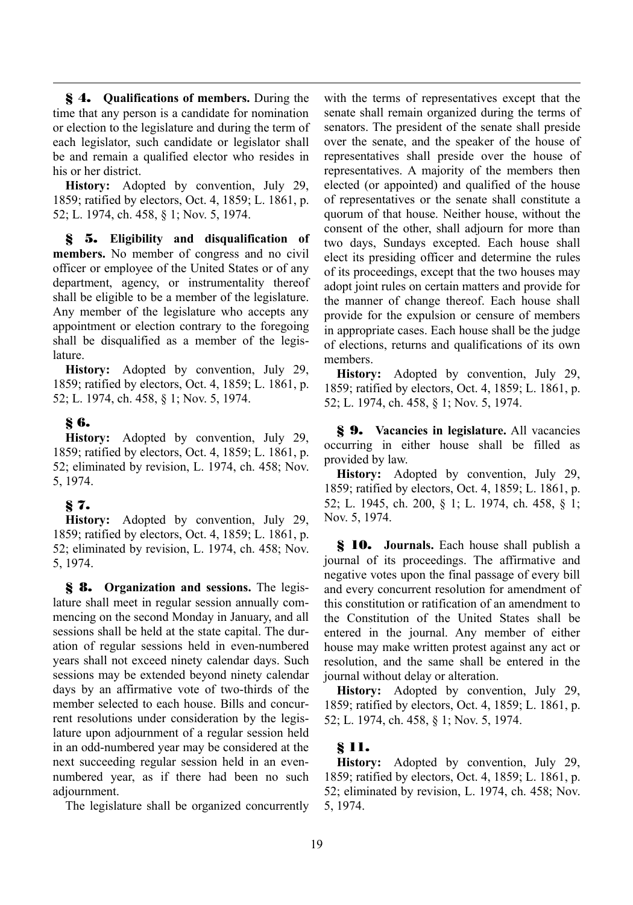**§ 4. Qualifications of members.** During the time that any person is a candidate for nomination or election to the legislature and during the term of each legislator, such candidate or legislator shall be and remain a qualified elector who resides in his or her district.

**History:** Adopted by convention, July 29, 1859; ratified by electors, Oct. 4, 1859; L. 1861, p. 52; L. 1974, ch. 458, § 1; Nov. 5, 1974.

**§ 5. Eligibility and disqualification of members.** No member of congress and no civil officer or employee of the United States or of any department, agency, or instrumentality thereof shall be eligible to be a member of the legislature. Any member of the legislature who accepts any appointment or election contrary to the foregoing shall be disqualified as a member of the legislature.

**History:** Adopted by convention, July 29, 1859; ratified by electors, Oct. 4, 1859; L. 1861, p. 52; L. 1974, ch. 458, § 1; Nov. 5, 1974.

**§ 6.**

**History:** Adopted by convention, July 29, 1859; ratified by electors, Oct. 4, 1859; L. 1861, p. 52; eliminated by revision, L. 1974, ch. 458; Nov. 5, 1974.

**§ 7.**

**History:** Adopted by convention, July 29, 1859; ratified by electors, Oct. 4, 1859; L. 1861, p. 52; eliminated by revision, L. 1974, ch. 458; Nov. 5, 1974.

**§ 8. Organization and sessions.** The legislature shall meet in regular session annually commencing on the second Monday in January, and all sessions shall be held at the state capital. The duration of regular sessions held in even-numbered years shall not exceed ninety calendar days. Such sessions may be extended beyond ninety calendar days by an affirmative vote of two-thirds of the member selected to each house. Bills and concurrent resolutions under consideration by the legislature upon adjournment of a regular session held in an odd-numbered year may be considered at the next succeeding regular session held in an even-numbered year, as if there had been no such adjournment.

The legislature shall be organized concurrently with the terms of representatives except that the senate shall remain organized during the terms of senators. The president of the senate shall preside over the senate, and the speaker of the house of representatives shall preside over the house of representatives. A majority of the members then elected (or appointed) and qualified of the house of representatives or the senate shall constitute a quorum of that house. Neither house, without the consent of the other, shall adjourn for more than two days, Sundays excepted. Each house shall elect its presiding officer and determine the rules of its proceedings, except that the two houses may adopt joint rules on certain matters and provide for the manner of change thereof. Each house shall provide for the expulsion or censure of members in appropriate cases. Each house shall be the judge of elections, returns and qualifications of its own members.

**History:** Adopted by convention, July 29, 1859; ratified by electors, Oct. 4, 1859; L. 1861, p. 52; L. 1974, ch. 458, § 1; Nov. 5, 1974.

**§ 9. Vacancies in legislature.** All vacancies occurring in either house shall be filled as provided by law.

**History:** Adopted by convention, July 29, 1859; ratified by electors, Oct. 4, 1859; L. 1861, p. 52; L. 1945, ch. 200, § 1; L. 1974, ch. 458, § 1; Nov. 5, 1974.

**§ 10. Journals.** Each house shall publish a journal of its proceedings. The affirmative and negative votes upon the final passage of every bill and every concurrent resolution for amendment of this constitution or ratification of an amendment to the Constitution of the United States shall be entered in the journal. Any member of either house may make written protest against any act or resolution, and the same shall be entered in the journal without delay or alteration.

**History:** Adopted by convention, July 29, 1859; ratified by electors, Oct. 4, 1859; L. 1861, p. 52; L. 1974, ch. 458, § 1; Nov. 5, 1974.

**§ 11.**

**History:** Adopted by convention, July 29, 1859; ratified by electors, Oct. 4, 1859; L. 1861, p. 52; eliminated by revision, L. 1974, ch. 458; Nov. 5, 1974.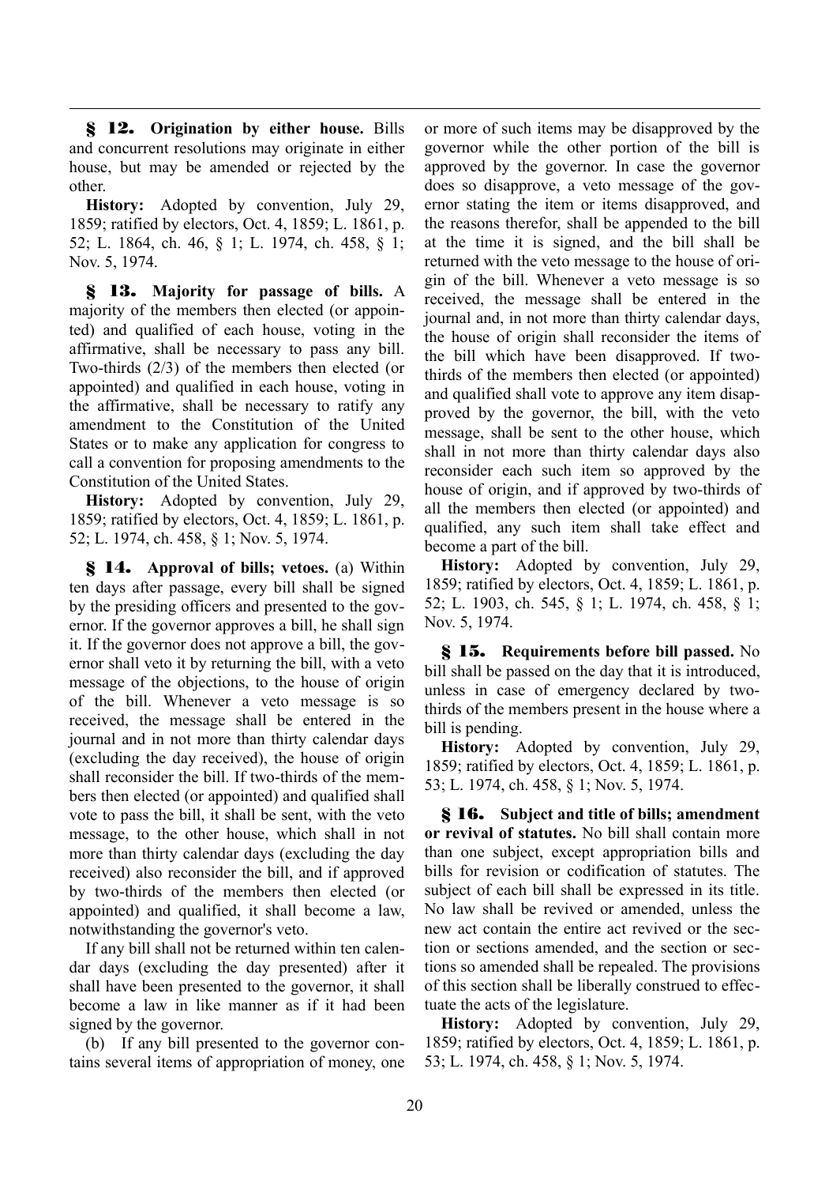**§ 12. Origination by either house.** Bills and concurrent resolutions may originate in either house, but may be amended or rejected by the other.

**History:** Adopted by convention, July 29, 1859; ratified by electors, Oct. 4, 1859; L. 1861, p. 52; L. 1864, ch. 46, § 1; L. 1974, ch. 458, § 1; Nov. 5, 1974.

**§ 13. Majority for passage of bills.** A majority of the members then elected (or appointed) and qualified of each house, voting in the affirmative, shall be necessary to pass any bill. Two-thirds (2/3) of the members then elected (or appointed) and qualified in each house, voting in the affirmative, shall be necessary to ratify any amendment to the Constitution of the United States or to make any application for congress to call a convention for proposing amendments to the Constitution of the United States.

**History:** Adopted by convention, July 29, 1859; ratified by electors, Oct. 4, 1859; L. 1861, p. 52; L. 1974, ch. 458, § 1; Nov. 5, 1974.

**§ 14. Approval of bills; vetoes.** (a) Within ten days after passage, every bill shall be signed by the presiding officers and presented to the governor. If the governor approves a bill, he shall sign it. If the governor does not approve a bill, the governor shall veto it by returning the bill, with a veto message of the objections, to the house of origin of the bill. Whenever a veto message is so received, the message shall be entered in the journal and in not more than thirty calendar days (excluding the day received), the house of origin shall reconsider the bill. If two-thirds of the members then elected (or appointed) and qualified shall vote to pass the bill, it shall be sent, with the veto message, to the other house, which shall in not more than thirty calendar days (excluding the day received) also reconsider the bill, and if approved by two-thirds of the members then elected (or appointed) and qualified, it shall become a law, notwithstanding the governor's veto.

If any bill shall not be returned within ten calendar days (excluding the day presented) after it shall have been presented to the governor, it shall become a law in like manner as if it had been signed by the governor.

(b) If any bill presented to the governor contains several items of appropriation of money, one or more of such items may be disapproved by the governor while the other portion of the bill is approved by the governor. In case the governor does so disapprove, a veto message of the governor stating the item or items disapproved, and the reasons therefor, shall be appended to the bill at the time it is signed, and the bill shall be returned with the veto message to the house of origin of the bill. Whenever a veto message is so received, the message shall be entered in the journal and, in not more than thirty calendar days, the house of origin shall reconsider the items of the bill which have been disapproved. If two-thirds of the members then elected (or appointed) and qualified shall vote to approve any item disapproved by the governor, the bill, with the veto message, shall be sent to the other house, which shall in not more than thirty calendar days also reconsider each such item so approved by the house of origin, and if approved by two-thirds of all the members then elected (or appointed) and qualified, any such item shall take effect and become a part of the bill.

**History:** Adopted by convention, July 29, 1859; ratified by electors, Oct. 4, 1859; L. 1861, p. 52; L. 1903, ch. 545, § 1; L. 1974, ch. 458, § 1; Nov. 5, 1974.

**§ 15. Requirements before bill passed.** No bill shall be passed on the day that it is introduced, unless in case of emergency declared by two-thirds of the members present in the house where a bill is pending.

**History:** Adopted by convention, July 29, 1859; ratified by electors, Oct. 4, 1859; L. 1861, p. 53; L. 1974, ch. 458, § 1; Nov. 5, 1974.

**§ 16. Subject and title of bills; amendment or revival of statutes.** No bill shall contain more than one subject, except appropriation bills and bills for revision or codification of statutes. The subject of each bill shall be expressed in its title. No law shall be revived or amended, unless the new act contain the entire act revived or the section or sections amended, and the section or sections so amended shall be repealed. The provisions of this section shall be liberally construed to effectuate the acts of the legislature.

**History:** Adopted by convention, July 29, 1859; ratified by electors, Oct. 4, 1859; L. 1861, p. 53; L. 1974, ch. 458, § 1; Nov. 5, 1974.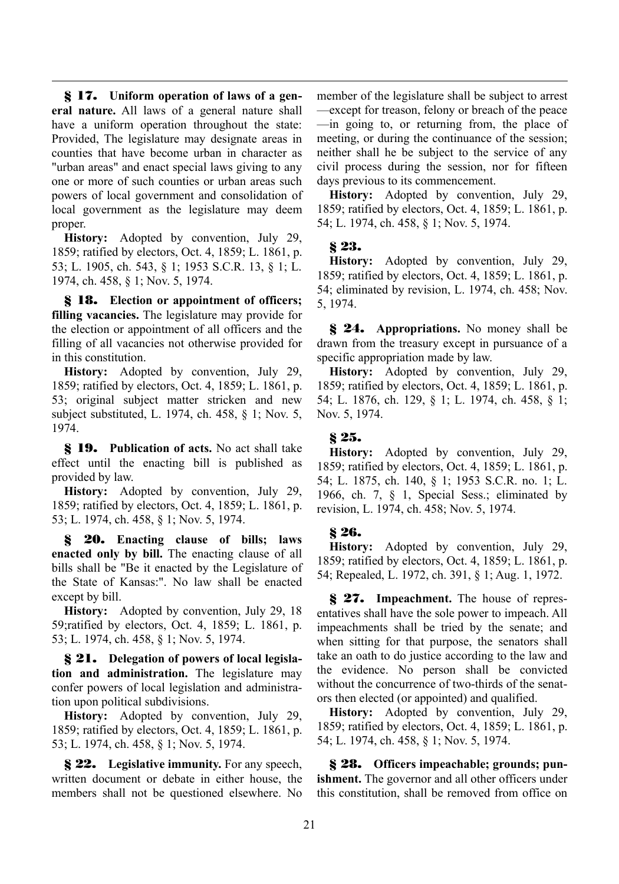**§ 17. Uniform operation of laws of a general nature.** All laws of a general nature shall have a uniform operation throughout the state: Provided, The legislature may designate areas in counties that have become urban in character as "urban areas" and enact special laws giving to any one or more of such counties or urban areas such powers of local government and consolidation of local government as the legislature may deem proper.

**History:** Adopted by convention, July 29, 1859; ratified by electors, Oct. 4, 1859; L. 1861, p. 53; L. 1905, ch. 543, § 1; 1953 S.C.R. 13, § 1; L. 1974, ch. 458, § 1; Nov. 5, 1974.

**§ 18. Election or appointment of officers; filling vacancies.** The legislature may provide for the election or appointment of all officers and the filling of all vacancies not otherwise provided for in this constitution.

**History:** Adopted by convention, July 29, 1859; ratified by electors, Oct. 4, 1859; L. 1861, p. 53; original subject matter stricken and new subject substituted, L. 1974, ch. 458, § 1; Nov. 5, 1974.

**§ 19. Publication of acts.** No act shall take effect until the enacting bill is published as provided by law.

**History:** Adopted by convention, July 29, 1859; ratified by electors, Oct. 4, 1859; L. 1861, p. 53; L. 1974, ch. 458, § 1; Nov. 5, 1974.

**§ 20. Enacting clause of bills; laws enacted only by bill.** The enacting clause of all bills shall be "Be it enacted by the Legislature of the State of Kansas:". No law shall be enacted except by bill.

**History:** Adopted by convention, July 29, 18 59;ratified by electors, Oct. 4, 1859; L. 1861, p. 53; L. 1974, ch. 458, § 1; Nov. 5, 1974.

**§ 21. Delegation of powers of local legislation and administration.** The legislature may confer powers of local legislation and administration upon political subdivisions.

**History:** Adopted by convention, July 29, 1859; ratified by electors, Oct. 4, 1859; L. 1861, p. 53; L. 1974, ch. 458, § 1; Nov. 5, 1974.

**§ 22. Legislative immunity.** For any speech, written document or debate in either house, the members shall not be questioned elsewhere. No member of the legislature shall be subject to arrest —except for treason, felony or breach of the peace —in going to, or returning from, the place of meeting, or during the continuance of the session; neither shall he be subject to the service of any civil process during the session, nor for fifteen days previous to its commencement.

**History:** Adopted by convention, July 29, 1859; ratified by electors, Oct. 4, 1859; L. 1861, p. 54; L. 1974, ch. 458, § 1; Nov. 5, 1974.

**§ 23.**

**History:** Adopted by convention, July 29, 1859; ratified by electors, Oct. 4, 1859; L. 1861, p. 54; eliminated by revision, L. 1974, ch. 458; Nov. 5, 1974.

**§ 24. Appropriations.** No money shall be drawn from the treasury except in pursuance of a specific appropriation made by law.

**History:** Adopted by convention, July 29, 1859; ratified by electors, Oct. 4, 1859; L. 1861, p. 54; L. 1876, ch. 129, § 1; L. 1974, ch. 458, § 1; Nov. 5, 1974.

**§ 25.**

**History:** Adopted by convention, July 29, 1859; ratified by electors, Oct. 4, 1859; L. 1861, p. 54; L. 1875, ch. 140, § 1; 1953 S.C.R. no. 1; L. 1966, ch. 7, § 1, Special Sess.; eliminated by revision, L. 1974, ch. 458; Nov. 5, 1974.

**§ 26.**

**History:** Adopted by convention, July 29, 1859; ratified by electors, Oct. 4, 1859; L. 1861, p. 54; Repealed, L. 1972, ch. 391, § 1; Aug. 1, 1972.

**§ 27. Impeachment.** The house of representatives shall have the sole power to impeach. All impeachments shall be tried by the senate; and when sitting for that purpose, the senators shall take an oath to do justice according to the law and the evidence. No person shall be convicted without the concurrence of two-thirds of the senators then elected (or appointed) and qualified.

**History:** Adopted by convention, July 29, 1859; ratified by electors, Oct. 4, 1859; L. 1861, p. 54; L. 1974, ch. 458, § 1; Nov. 5, 1974.

**§ 28. Officers impeachable; grounds; punishment.** The governor and all other officers under this constitution, shall be removed from office on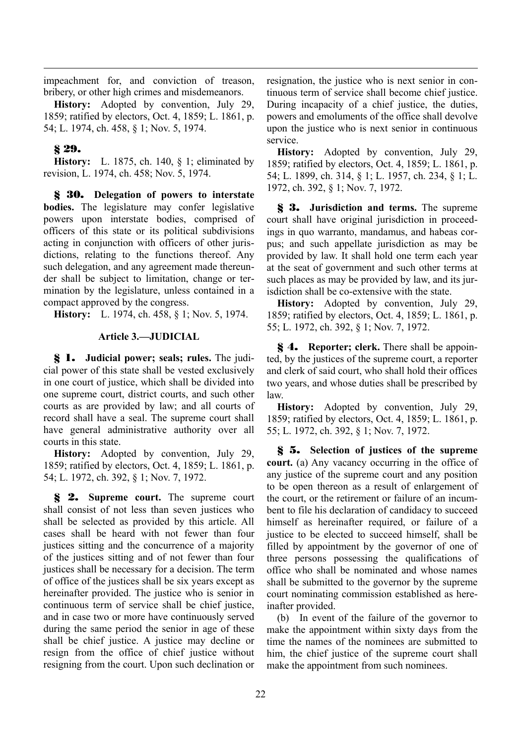impeachment for, and conviction of treason, bribery, or other high crimes and misdemeanors.

**History:** Adopted by convention, July 29, 1859; ratified by electors, Oct. 4, 1859; L. 1861, p. 54; L. 1974, ch. 458, § 1; Nov. 5, 1974.

**§ 29.**

**History:** L. 1875, ch. 140, § 1; eliminated by revision, L. 1974, ch. 458; Nov. 5, 1974.

**§ 30. Delegation of powers to interstate bodies.** The legislature may confer legislative powers upon interstate bodies, comprised of officers of this state or its political subdivisions acting in conjunction with officers of other jurisdictions, relating to the functions thereof. Any such delegation, and any agreement made thereunder shall be subject to limitation, change or termination by the legislature, unless contained in a compact approved by the congress.

**History:** L. 1974, ch. 458, § 1; Nov. 5, 1974.

## Article 3.—JUDICIAL

**§ 1. Judicial power; seals; rules.** The judicial power of this state shall be vested exclusively in one court of justice, which shall be divided into one supreme court, district courts, and such other courts as are provided by law; and all courts of record shall have a seal. The supreme court shall have general administrative authority over all courts in this state.

**History:** Adopted by convention, July 29, 1859; ratified by electors, Oct. 4, 1859; L. 1861, p. 54; L. 1972, ch. 392, § 1; Nov. 7, 1972.

**§ 2. Supreme court.** The supreme court shall consist of not less than seven justices who shall be selected as provided by this article. All cases shall be heard with not fewer than four justices sitting and the concurrence of a majority of the justices sitting and of not fewer than four justices shall be necessary for a decision. The term of office of the justices shall be six years except as hereinafter provided. The justice who is senior in continuous term of service shall be chief justice, and in case two or more have continuously served during the same period the senior in age of these shall be chief justice. A justice may decline or resign from the office of chief justice without resigning from the court. Upon such declination or resignation, the justice who is next senior in continuous term of service shall become chief justice. During incapacity of a chief justice, the duties, powers and emoluments of the office shall devolve upon the justice who is next senior in continuous service.

**History:** Adopted by convention, July 29, 1859; ratified by electors, Oct. 4, 1859; L. 1861, p. 54; L. 1899, ch. 314, § 1; L. 1957, ch. 234, § 1; L. 1972, ch. 392, § 1; Nov. 7, 1972.

**§ 3. Jurisdiction and terms.** The supreme court shall have original jurisdiction in proceedings in quo warranto, mandamus, and habeas corpus; and such appellate jurisdiction as may be provided by law. It shall hold one term each year at the seat of government and such other terms at such places as may be provided by law, and its jurisdiction shall be co-extensive with the state.

**History:** Adopted by convention, July 29, 1859; ratified by electors, Oct. 4, 1859; L. 1861, p. 55; L. 1972, ch. 392, § 1; Nov. 7, 1972.

**§ 4. Reporter; clerk.** There shall be appointed, by the justices of the supreme court, a reporter and clerk of said court, who shall hold their offices two years, and whose duties shall be prescribed by law.

**History:** Adopted by convention, July 29, 1859; ratified by electors, Oct. 4, 1859; L. 1861, p. 55; L. 1972, ch. 392, § 1; Nov. 7, 1972.

**§ 5. Selection of justices of the supreme court.** (a) Any vacancy occurring in the office of any justice of the supreme court and any position to be open thereon as a result of enlargement of the court, or the retirement or failure of an incumbent to file his declaration of candidacy to succeed himself as hereinafter required, or failure of a justice to be elected to succeed himself, shall be filled by appointment by the governor of one of three persons possessing the qualifications of office who shall be nominated and whose names shall be submitted to the governor by the supreme court nominating commission established as hereinafter provided.

(b) In event of the failure of the governor to make the appointment within sixty days from the time the names of the nominees are submitted to him, the chief justice of the supreme court shall make the appointment from such nominees.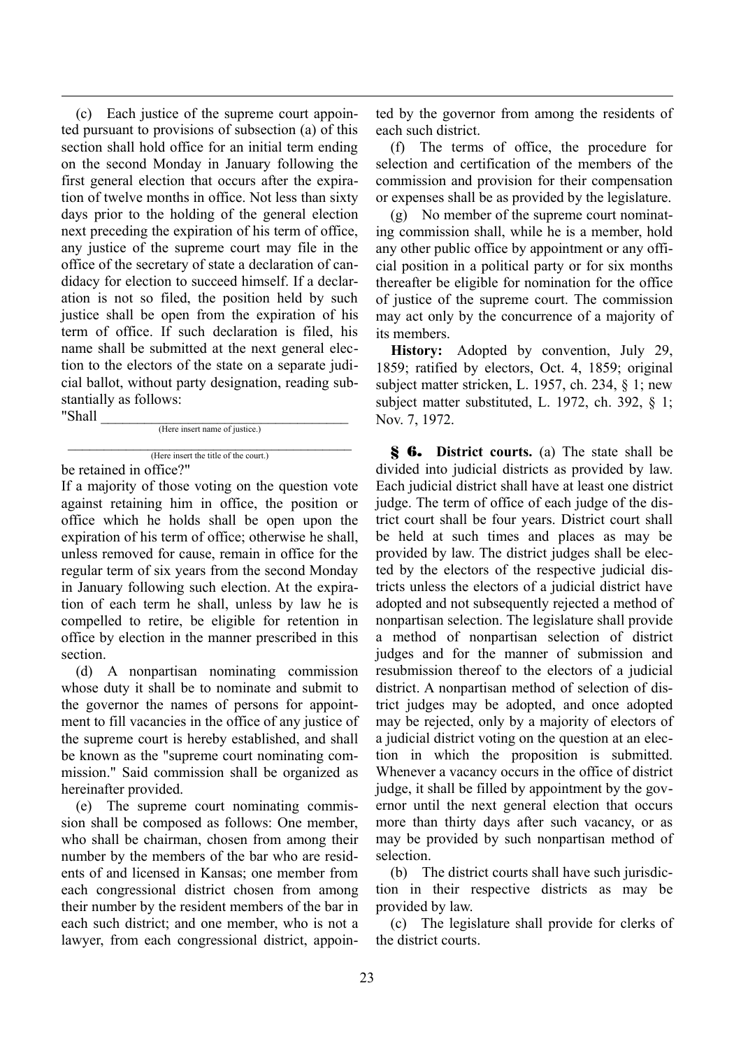(c) Each justice of the supreme court appointed pursuant to provisions of subsection (a) of this section shall hold office for an initial term ending on the second Monday in January following the first general election that occurs after the expiration of twelve months in office. Not less than sixty days prior to the holding of the general election next preceding the expiration of his term of office, any justice of the supreme court may file in the office of the secretary of state a declaration of candidacy for election to succeed himself. If a declaration is not so filed, the position held by such justice shall be open from the expiration of his term of office. If such declaration is filed, his name shall be submitted at the next general election to the electors of the state on a separate judicial ballot, without party designation, reading substantially as follows:

"Shall ______________________________________
(Here insert name of justice.)

______________________________________
(Here insert the title of the court.)

be retained in office?"

If a majority of those voting on the question vote against retaining him in office, the position or office which he holds shall be open upon the expiration of his term of office; otherwise he shall, unless removed for cause, remain in office for the regular term of six years from the second Monday in January following such election. At the expiration of each term he shall, unless by law he is compelled to retire, be eligible for retention in office by election in the manner prescribed in this section.

(d) A nonpartisan nominating commission whose duty it shall be to nominate and submit to the governor the names of persons for appointment to fill vacancies in the office of any justice of the supreme court is hereby established, and shall be known as the "supreme court nominating commission." Said commission shall be organized as hereinafter provided.

(e) The supreme court nominating commission shall be composed as follows: One member, who shall be chairman, chosen from among their number by the members of the bar who are residents of and licensed in Kansas; one member from each congressional district chosen from among their number by the resident members of the bar in each such district; and one member, who is not a lawyer, from each congressional district, appointed by the governor from among the residents of each such district.

(f) The terms of office, the procedure for selection and certification of the members of the commission and provision for their compensation or expenses shall be as provided by the legislature.

(g) No member of the supreme court nominating commission shall, while he is a member, hold any other public office by appointment or any official position in a political party or for six months thereafter be eligible for nomination for the office of justice of the supreme court. The commission may act only by the concurrence of a majority of its members.

**History:** Adopted by convention, July 29, 1859; ratified by electors, Oct. 4, 1859; original subject matter stricken, L. 1957, ch. 234, § 1; new subject matter substituted, L. 1972, ch. 392, § 1; Nov. 7, 1972.

**§ 6. District courts.** (a) The state shall be divided into judicial districts as provided by law. Each judicial district shall have at least one district judge. The term of office of each judge of the district court shall be four years. District court shall be held at such times and places as may be provided by law. The district judges shall be elected by the electors of the respective judicial districts unless the electors of a judicial district have adopted and not subsequently rejected a method of nonpartisan selection. The legislature shall provide a method of nonpartisan selection of district judges and for the manner of submission and resubmission thereof to the electors of a judicial district. A nonpartisan method of selection of district judges may be adopted, and once adopted may be rejected, only by a majority of electors of a judicial district voting on the question at an election in which the proposition is submitted. Whenever a vacancy occurs in the office of district judge, it shall be filled by appointment by the governor until the next general election that occurs more than thirty days after such vacancy, or as may be provided by such nonpartisan method of selection.

(b) The district courts shall have such jurisdiction in their respective districts as may be provided by law.

(c) The legislature shall provide for clerks of the district courts.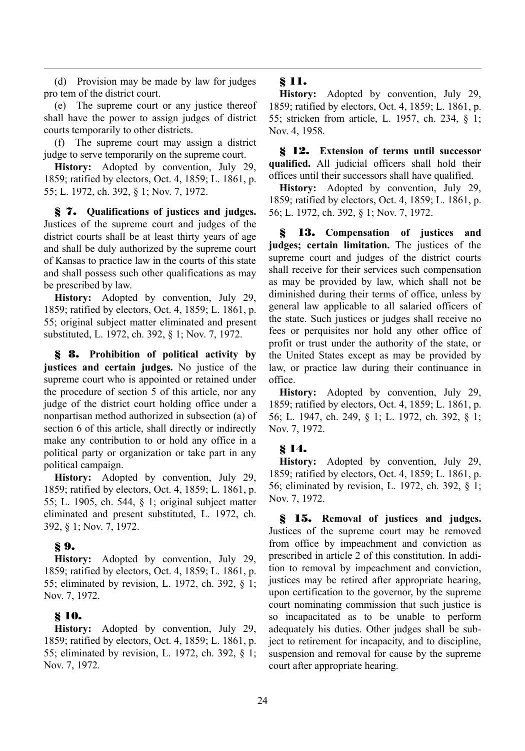(d) Provision may be made by law for judges pro tem of the district court.

(e) The supreme court or any justice thereof shall have the power to assign judges of district courts temporarily to other districts.

(f) The supreme court may assign a district judge to serve temporarily on the supreme court.

**History:** Adopted by convention, July 29, 1859; ratified by electors, Oct. 4, 1859; L. 1861, p. 55; L. 1972, ch. 392, § 1; Nov. 7, 1972.

**§ 7. Qualifications of justices and judges.** Justices of the supreme court and judges of the district courts shall be at least thirty years of age and shall be duly authorized by the supreme court of Kansas to practice law in the courts of this state and shall possess such other qualifications as may be prescribed by law.

**History:** Adopted by convention, July 29, 1859; ratified by electors, Oct. 4, 1859; L. 1861, p. 55; original subject matter eliminated and present substituted, L. 1972, ch. 392, § 1; Nov. 7, 1972.

**§ 8. Prohibition of political activity by justices and certain judges.** No justice of the supreme court who is appointed or retained under the procedure of section 5 of this article, nor any judge of the district court holding office under a nonpartisan method authorized in subsection (a) of section 6 of this article, shall directly or indirectly make any contribution to or hold any office in a political party or organization or take part in any political campaign.

**History:** Adopted by convention, July 29, 1859; ratified by electors, Oct. 4, 1859; L. 1861, p. 55; L. 1905, ch. 544, § 1; original subject matter eliminated and present substituted, L. 1972, ch. 392, § 1; Nov. 7, 1972.

**§ 9.**

**History:** Adopted by convention, July 29, 1859; ratified by electors, Oct. 4, 1859; L. 1861, p. 55; eliminated by revision, L. 1972, ch. 392, § 1; Nov. 7, 1972.

**§ 10.**

**History:** Adopted by convention, July 29, 1859; ratified by electors, Oct. 4, 1859; L. 1861, p. 55; eliminated by revision, L. 1972, ch. 392, § 1; Nov. 7, 1972.

**§ 11.**

**History:** Adopted by convention, July 29, 1859; ratified by electors, Oct. 4, 1859; L. 1861, p. 55; stricken from article, L. 1957, ch. 234, § 1; Nov. 4, 1958.

**§ 12. Extension of terms until successor qualified.** All judicial officers shall hold their offices until their successors shall have qualified.

**History:** Adopted by convention, July 29, 1859; ratified by electors, Oct. 4, 1859; L. 1861, p. 56; L. 1972, ch. 392, § 1; Nov. 7, 1972.

**§ 13. Compensation of justices and judges; certain limitation.** The justices of the supreme court and judges of the district courts shall receive for their services such compensation as may be provided by law, which shall not be diminished during their terms of office, unless by general law applicable to all salaried officers of the state. Such justices or judges shall receive no fees or perquisites nor hold any other office of profit or trust under the authority of the state, or the United States except as may be provided by law, or practice law during their continuance in office.

**History:** Adopted by convention, July 29, 1859; ratified by electors, Oct. 4, 1859; L. 1861, p. 56; L. 1947, ch. 249, § 1; L. 1972, ch. 392, § 1; Nov. 7, 1972.

**§ 14.**

**History:** Adopted by convention, July 29, 1859; ratified by electors, Oct. 4, 1859; L. 1861, p. 56; eliminated by revision, L. 1972, ch. 392, § 1; Nov. 7, 1972.

**§ 15. Removal of justices and judges.** Justices of the supreme court may be removed from office by impeachment and conviction as prescribed in article 2 of this constitution. In addition to removal by impeachment and conviction, justices may be retired after appropriate hearing, upon certification to the governor, by the supreme court nominating commission that such justice is so incapacitated as to be unable to perform adequately his duties. Other judges shall be subject to retirement for incapacity, and to discipline, suspension and removal for cause by the supreme court after appropriate hearing.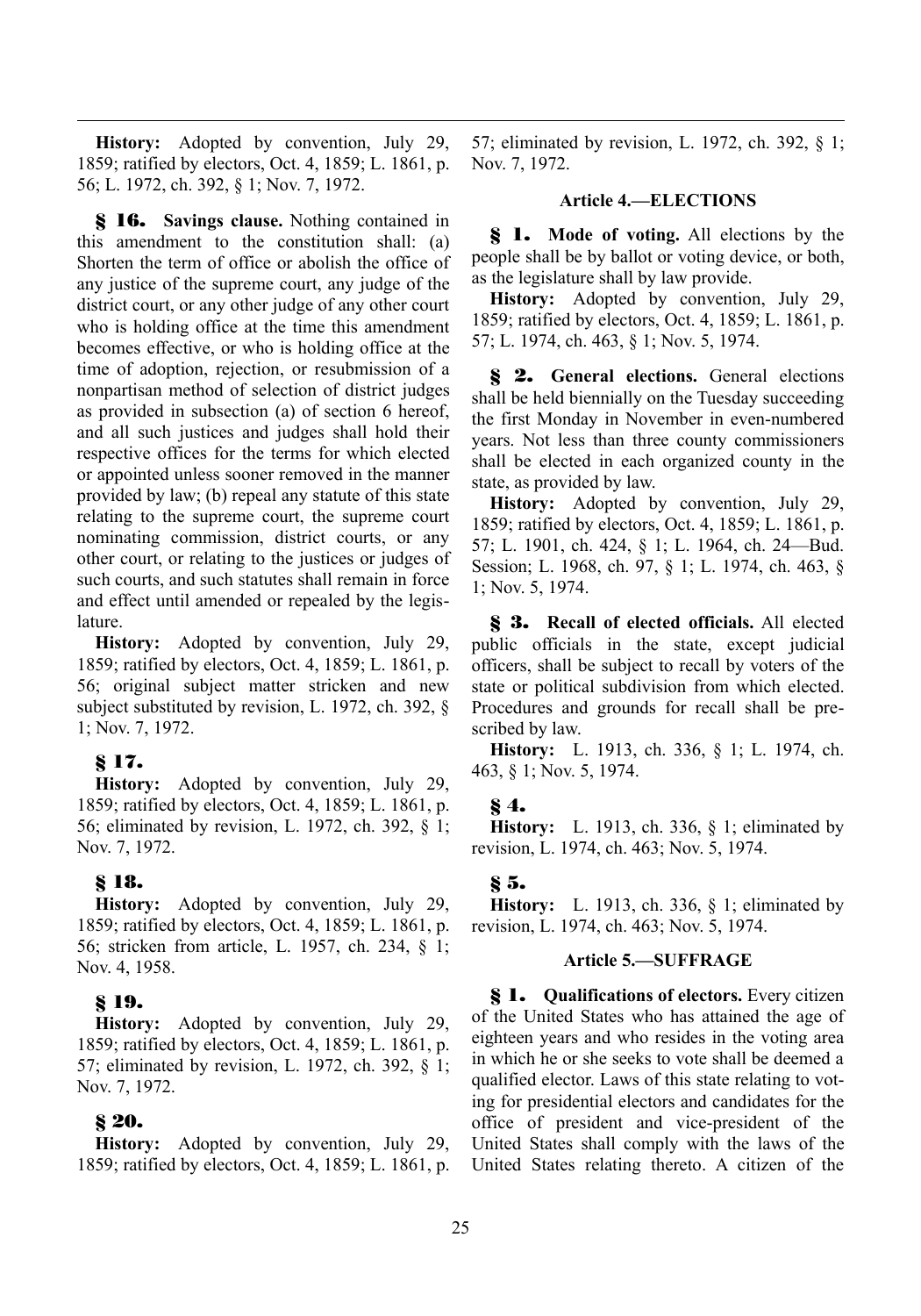**History:** Adopted by convention, July 29, 1859; ratified by electors, Oct. 4, 1859; L. 1861, p. 56; L. 1972, ch. 392, § 1; Nov. 7, 1972.

**§ 16. Savings clause.** Nothing contained in this amendment to the constitution shall: (a) Shorten the term of office or abolish the office of any justice of the supreme court, any judge of the district court, or any other judge of any other court who is holding office at the time this amendment becomes effective, or who is holding office at the time of adoption, rejection, or resubmission of a nonpartisan method of selection of district judges as provided in subsection (a) of section 6 hereof, and all such justices and judges shall hold their respective offices for the terms for which elected or appointed unless sooner removed in the manner provided by law; (b) repeal any statute of this state relating to the supreme court, the supreme court nominating commission, district courts, or any other court, or relating to the justices or judges of such courts, and such statutes shall remain in force and effect until amended or repealed by the legislature.

**History:** Adopted by convention, July 29, 1859; ratified by electors, Oct. 4, 1859; L. 1861, p. 56; original subject matter stricken and new subject substituted by revision, L. 1972, ch. 392, § 1; Nov. 7, 1972.

**§ 17.**

**History:** Adopted by convention, July 29, 1859; ratified by electors, Oct. 4, 1859; L. 1861, p. 56; eliminated by revision, L. 1972, ch. 392, § 1; Nov. 7, 1972.

**§ 18.**

**History:** Adopted by convention, July 29, 1859; ratified by electors, Oct. 4, 1859; L. 1861, p. 56; stricken from article, L. 1957, ch. 234, § 1; Nov. 4, 1958.

**§ 19.**

**History:** Adopted by convention, July 29, 1859; ratified by electors, Oct. 4, 1859; L. 1861, p. 57; eliminated by revision, L. 1972, ch. 392, § 1; Nov. 7, 1972.

**§ 20.**

**History:** Adopted by convention, July 29, 1859; ratified by electors, Oct. 4, 1859; L. 1861, p. 57; eliminated by revision, L. 1972, ch. 392, § 1; Nov. 7, 1972.

## Article 4.—ELECTIONS

**§ 1. Mode of voting.** All elections by the people shall be by ballot or voting device, or both, as the legislature shall by law provide.

**History:** Adopted by convention, July 29, 1859; ratified by electors, Oct. 4, 1859; L. 1861, p. 57; L. 1974, ch. 463, § 1; Nov. 5, 1974.

**§ 2. General elections.** General elections shall be held biennially on the Tuesday succeeding the first Monday in November in even-numbered years. Not less than three county commissioners shall be elected in each organized county in the state, as provided by law.

**History:** Adopted by convention, July 29, 1859; ratified by electors, Oct. 4, 1859; L. 1861, p. 57; L. 1901, ch. 424, § 1; L. 1964, ch. 24—Bud. Session; L. 1968, ch. 97, § 1; L. 1974, ch. 463, § 1; Nov. 5, 1974.

**§ 3. Recall of elected officials.** All elected public officials in the state, except judicial officers, shall be subject to recall by voters of the state or political subdivision from which elected. Procedures and grounds for recall shall be prescribed by law.

**History:** L. 1913, ch. 336, § 1; L. 1974, ch. 463, § 1; Nov. 5, 1974.

**§ 4.**

**History:** L. 1913, ch. 336, § 1; eliminated by revision, L. 1974, ch. 463; Nov. 5, 1974.

**§ 5.**

**History:** L. 1913, ch. 336, § 1; eliminated by revision, L. 1974, ch. 463; Nov. 5, 1974.

## Article 5.—SUFFRAGE

**§ 1. Qualifications of electors.** Every citizen of the United States who has attained the age of eighteen years and who resides in the voting area in which he or she seeks to vote shall be deemed a qualified elector. Laws of this state relating to voting for presidential electors and candidates for the office of president and vice-president of the United States shall comply with the laws of the United States relating thereto. A citizen of the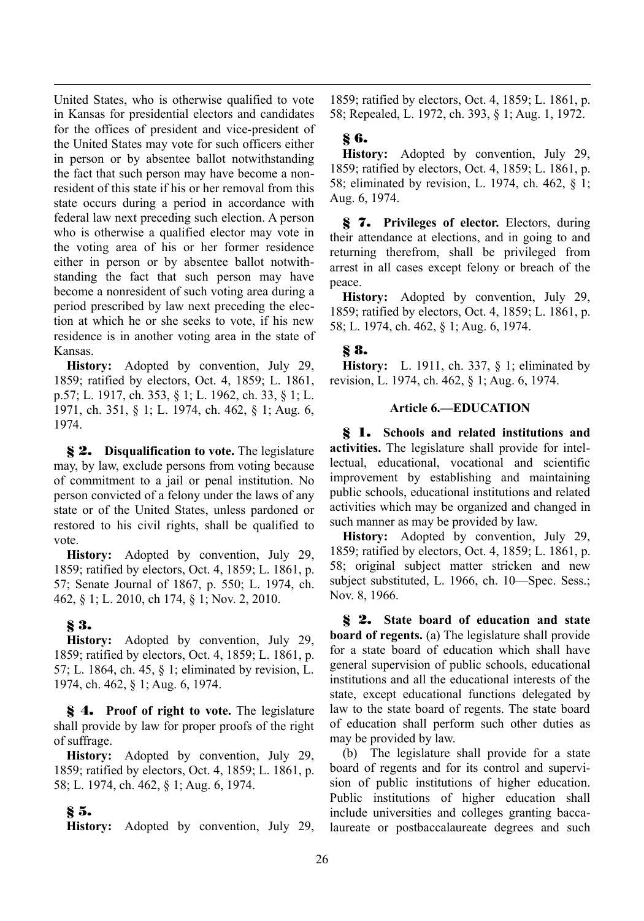United States, who is otherwise qualified to vote in Kansas for presidential electors and candidates for the offices of president and vice-president of the United States may vote for such officers either in person or by absentee ballot notwithstanding the fact that such person may have become a nonresident of this state if his or her removal from this state occurs during a period in accordance with federal law next preceding such election. A person who is otherwise a qualified elector may vote in the voting area of his or her former residence either in person or by absentee ballot notwithstanding the fact that such person may have become a nonresident of such voting area during a period prescribed by law next preceding the election at which he or she seeks to vote, if his new residence is in another voting area in the state of Kansas.

**History:** Adopted by convention, July 29, 1859; ratified by electors, Oct. 4, 1859; L. 1861, p.57; L. 1917, ch. 353, § 1; L. 1962, ch. 33, § 1; L. 1971, ch. 351, § 1; L. 1974, ch. 462, § 1; Aug. 6, 1974.

**§ 2. Disqualification to vote.** The legislature may, by law, exclude persons from voting because of commitment to a jail or penal institution. No person convicted of a felony under the laws of any state or of the United States, unless pardoned or restored to his civil rights, shall be qualified to vote.

**History:** Adopted by convention, July 29, 1859; ratified by electors, Oct. 4, 1859; L. 1861, p. 57; Senate Journal of 1867, p. 550; L. 1974, ch. 462, § 1; L. 2010, ch 174, § 1; Nov. 2, 2010.

**§ 3.**

**History:** Adopted by convention, July 29, 1859; ratified by electors, Oct. 4, 1859; L. 1861, p. 57; L. 1864, ch. 45, § 1; eliminated by revision, L. 1974, ch. 462, § 1; Aug. 6, 1974.

**§ 4. Proof of right to vote.** The legislature shall provide by law for proper proofs of the right of suffrage.

**History:** Adopted by convention, July 29, 1859; ratified by electors, Oct. 4, 1859; L. 1861, p. 58; L. 1974, ch. 462, § 1; Aug. 6, 1974.

**§ 5.**

**History:** Adopted by convention, July 29, 1859; ratified by electors, Oct. 4, 1859; L. 1861, p. 58; Repealed, L. 1972, ch. 393, § 1; Aug. 1, 1972.

**§ 6.**

**History:** Adopted by convention, July 29, 1859; ratified by electors, Oct. 4, 1859; L. 1861, p. 58; eliminated by revision, L. 1974, ch. 462, § 1; Aug. 6, 1974.

**§ 7. Privileges of elector.** Electors, during their attendance at elections, and in going to and returning therefrom, shall be privileged from arrest in all cases except felony or breach of the peace.

**History:** Adopted by convention, July 29, 1859; ratified by electors, Oct. 4, 1859; L. 1861, p. 58; L. 1974, ch. 462, § 1; Aug. 6, 1974.

**§ 8.**

**History:** L. 1911, ch. 337, § 1; eliminated by revision, L. 1974, ch. 462, § 1; Aug. 6, 1974.

## Article 6.—EDUCATION

**§ 1. Schools and related institutions and activities.** The legislature shall provide for intellectual, educational, vocational and scientific improvement by establishing and maintaining public schools, educational institutions and related activities which may be organized and changed in such manner as may be provided by law.

**History:** Adopted by convention, July 29, 1859; ratified by electors, Oct. 4, 1859; L. 1861, p. 58; original subject matter stricken and new subject substituted, L. 1966, ch. 10—Spec. Sess.; Nov. 8, 1966.

**§ 2. State board of education and state board of regents.** (a) The legislature shall provide for a state board of education which shall have general supervision of public schools, educational institutions and all the educational interests of the state, except educational functions delegated by law to the state board of regents. The state board of education shall perform such other duties as may be provided by law.

(b) The legislature shall provide for a state board of regents and for its control and supervision of public institutions of higher education. Public institutions of higher education shall include universities and colleges granting baccalaureate or postbaccalaureate degrees and such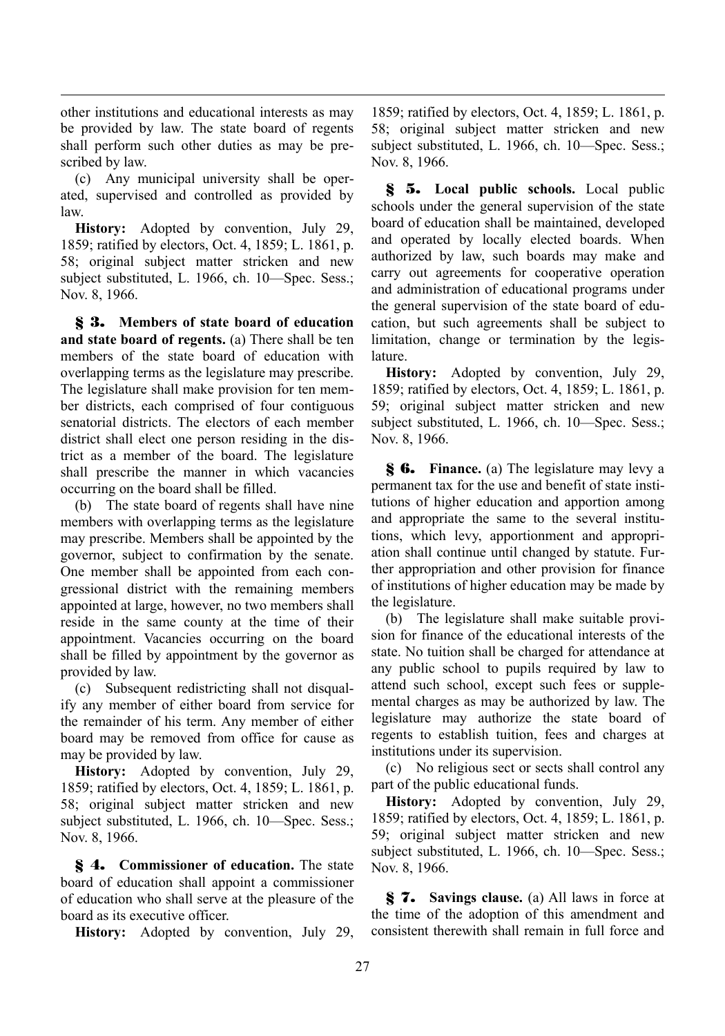other institutions and educational interests as may be provided by law. The state board of regents shall perform such other duties as may be prescribed by law.

(c) Any municipal university shall be operated, supervised and controlled as provided by law.

**History:** Adopted by convention, July 29, 1859; ratified by electors, Oct. 4, 1859; L. 1861, p. 58; original subject matter stricken and new subject substituted, L. 1966, ch. 10—Spec. Sess.; Nov. 8, 1966.

**§ 3. Members of state board of education and state board of regents.** (a) There shall be ten members of the state board of education with overlapping terms as the legislature may prescribe. The legislature shall make provision for ten member districts, each comprised of four contiguous senatorial districts. The electors of each member district shall elect one person residing in the district as a member of the board. The legislature shall prescribe the manner in which vacancies occurring on the board shall be filled.

(b) The state board of regents shall have nine members with overlapping terms as the legislature may prescribe. Members shall be appointed by the governor, subject to confirmation by the senate. One member shall be appointed from each congressional district with the remaining members appointed at large, however, no two members shall reside in the same county at the time of their appointment. Vacancies occurring on the board shall be filled by appointment by the governor as provided by law.

(c) Subsequent redistricting shall not disqualify any member of either board from service for the remainder of his term. Any member of either board may be removed from office for cause as may be provided by law.

**History:** Adopted by convention, July 29, 1859; ratified by electors, Oct. 4, 1859; L. 1861, p. 58; original subject matter stricken and new subject substituted, L. 1966, ch. 10—Spec. Sess.; Nov. 8, 1966.

**§ 4. Commissioner of education.** The state board of education shall appoint a commissioner of education who shall serve at the pleasure of the board as its executive officer.

**History:** Adopted by convention, July 29, 1859; ratified by electors, Oct. 4, 1859; L. 1861, p. 58; original subject matter stricken and new subject substituted, L. 1966, ch. 10—Spec. Sess.; Nov. 8, 1966.

**§ 5. Local public schools.** Local public schools under the general supervision of the state board of education shall be maintained, developed and operated by locally elected boards. When authorized by law, such boards may make and carry out agreements for cooperative operation and administration of educational programs under the general supervision of the state board of education, but such agreements shall be subject to limitation, change or termination by the legislature.

**History:** Adopted by convention, July 29, 1859; ratified by electors, Oct. 4, 1859; L. 1861, p. 59; original subject matter stricken and new subject substituted, L. 1966, ch. 10—Spec. Sess.; Nov. 8, 1966.

**§ 6. Finance.** (a) The legislature may levy a permanent tax for the use and benefit of state institutions of higher education and apportion among and appropriate the same to the several institutions, which levy, apportionment and appropriation shall continue until changed by statute. Further appropriation and other provision for finance of institutions of higher education may be made by the legislature.

(b) The legislature shall make suitable provision for finance of the educational interests of the state. No tuition shall be charged for attendance at any public school to pupils required by law to attend such school, except such fees or supplemental charges as may be authorized by law. The legislature may authorize the state board of regents to establish tuition, fees and charges at institutions under its supervision.

(c) No religious sect or sects shall control any part of the public educational funds.

**History:** Adopted by convention, July 29, 1859; ratified by electors, Oct. 4, 1859; L. 1861, p. 59; original subject matter stricken and new subject substituted, L. 1966, ch. 10—Spec. Sess.; Nov. 8, 1966.

**§ 7. Savings clause.** (a) All laws in force at the time of the adoption of this amendment and consistent therewith shall remain in full force and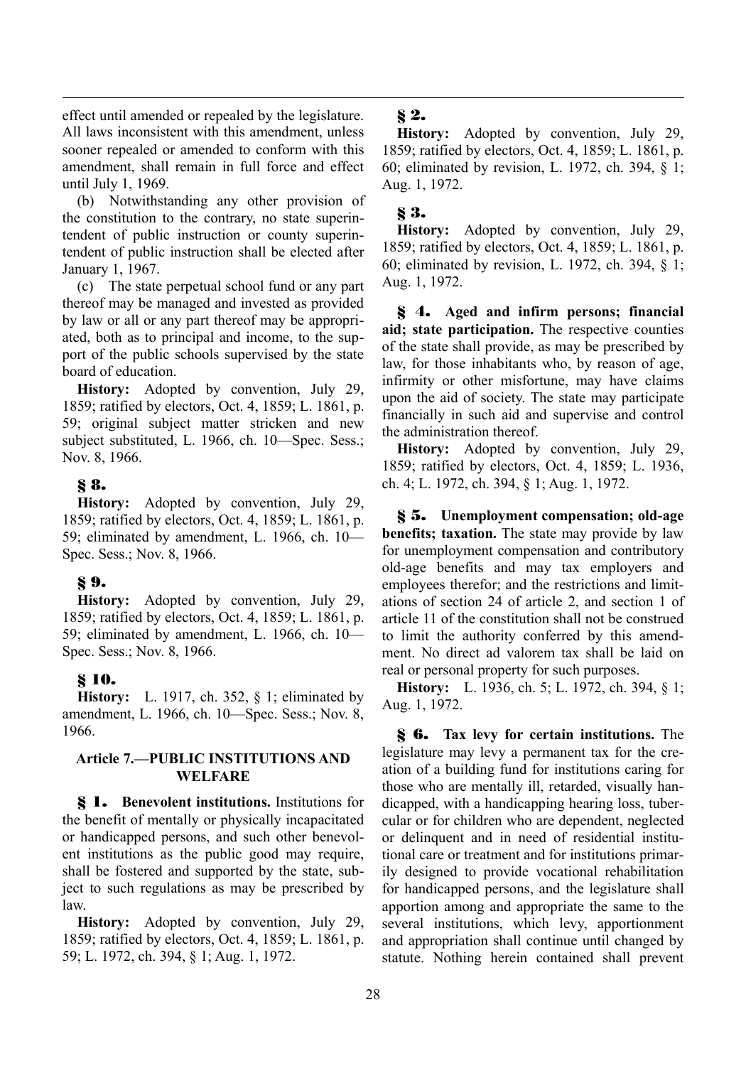effect until amended or repealed by the legislature. All laws inconsistent with this amendment, unless sooner repealed or amended to conform with this amendment, shall remain in full force and effect until July 1, 1969.

(b) Notwithstanding any other provision of the constitution to the contrary, no state superintendent of public instruction or county superintendent of public instruction shall be elected after January 1, 1967.

(c) The state perpetual school fund or any part thereof may be managed and invested as provided by law or all or any part thereof may be appropriated, both as to principal and income, to the support of the public schools supervised by the state board of education.

**History:** Adopted by convention, July 29, 1859; ratified by electors, Oct. 4, 1859; L. 1861, p. 59; original subject matter stricken and new subject substituted, L. 1966, ch. 10—Spec. Sess.; Nov. 8, 1966.

### § 8.

**History:** Adopted by convention, July 29, 1859; ratified by electors, Oct. 4, 1859; L. 1861, p. 59; eliminated by amendment, L. 1966, ch. 10—Spec. Sess.; Nov. 8, 1966.

### § 9.

**History:** Adopted by convention, July 29, 1859; ratified by electors, Oct. 4, 1859; L. 1861, p. 59; eliminated by amendment, L. 1966, ch. 10—Spec. Sess.; Nov. 8, 1966.

### § 10.

**History:** L. 1917, ch. 352, § 1; eliminated by amendment, L. 1966, ch. 10—Spec. Sess.; Nov. 8, 1966.

## Article 7.—PUBLIC INSTITUTIONS AND WELFARE

**§ 1. Benevolent institutions.** Institutions for the benefit of mentally or physically incapacitated or handicapped persons, and such other benevolent institutions as the public good may require, shall be fostered and supported by the state, subject to such regulations as may be prescribed by law.

**History:** Adopted by convention, July 29, 1859; ratified by electors, Oct. 4, 1859; L. 1861, p. 59; L. 1972, ch. 394, § 1; Aug. 1, 1972.

### § 2.

**History:** Adopted by convention, July 29, 1859; ratified by electors, Oct. 4, 1859; L. 1861, p. 60; eliminated by revision, L. 1972, ch. 394, § 1; Aug. 1, 1972.

### § 3.

**History:** Adopted by convention, July 29, 1859; ratified by electors, Oct. 4, 1859; L. 1861, p. 60; eliminated by revision, L. 1972, ch. 394, § 1; Aug. 1, 1972.

**§ 4. Aged and infirm persons; financial aid; state participation.** The respective counties of the state shall provide, as may be prescribed by law, for those inhabitants who, by reason of age, infirmity or other misfortune, may have claims upon the aid of society. The state may participate financially in such aid and supervise and control the administration thereof.

**History:** Adopted by convention, July 29, 1859; ratified by electors, Oct. 4, 1859; L. 1936, ch. 4; L. 1972, ch. 394, § 1; Aug. 1, 1972.

**§ 5. Unemployment compensation; old-age benefits; taxation.** The state may provide by law for unemployment compensation and contributory old-age benefits and may tax employers and employees therefor; and the restrictions and limitations of section 24 of article 2, and section 1 of article 11 of the constitution shall not be construed to limit the authority conferred by this amendment. No direct ad valorem tax shall be laid on real or personal property for such purposes.

**History:** L. 1936, ch. 5; L. 1972, ch. 394, § 1; Aug. 1, 1972.

**§ 6. Tax levy for certain institutions.** The legislature may levy a permanent tax for the creation of a building fund for institutions caring for those who are mentally ill, retarded, visually handicapped, with a handicapping hearing loss, tubercular or for children who are dependent, neglected or delinquent and in need of residential institutional care or treatment and for institutions primarily designed to provide vocational rehabilitation for handicapped persons, and the legislature shall apportion among and appropriate the same to the several institutions, which levy, apportionment and appropriation shall continue until changed by statute. Nothing herein contained shall prevent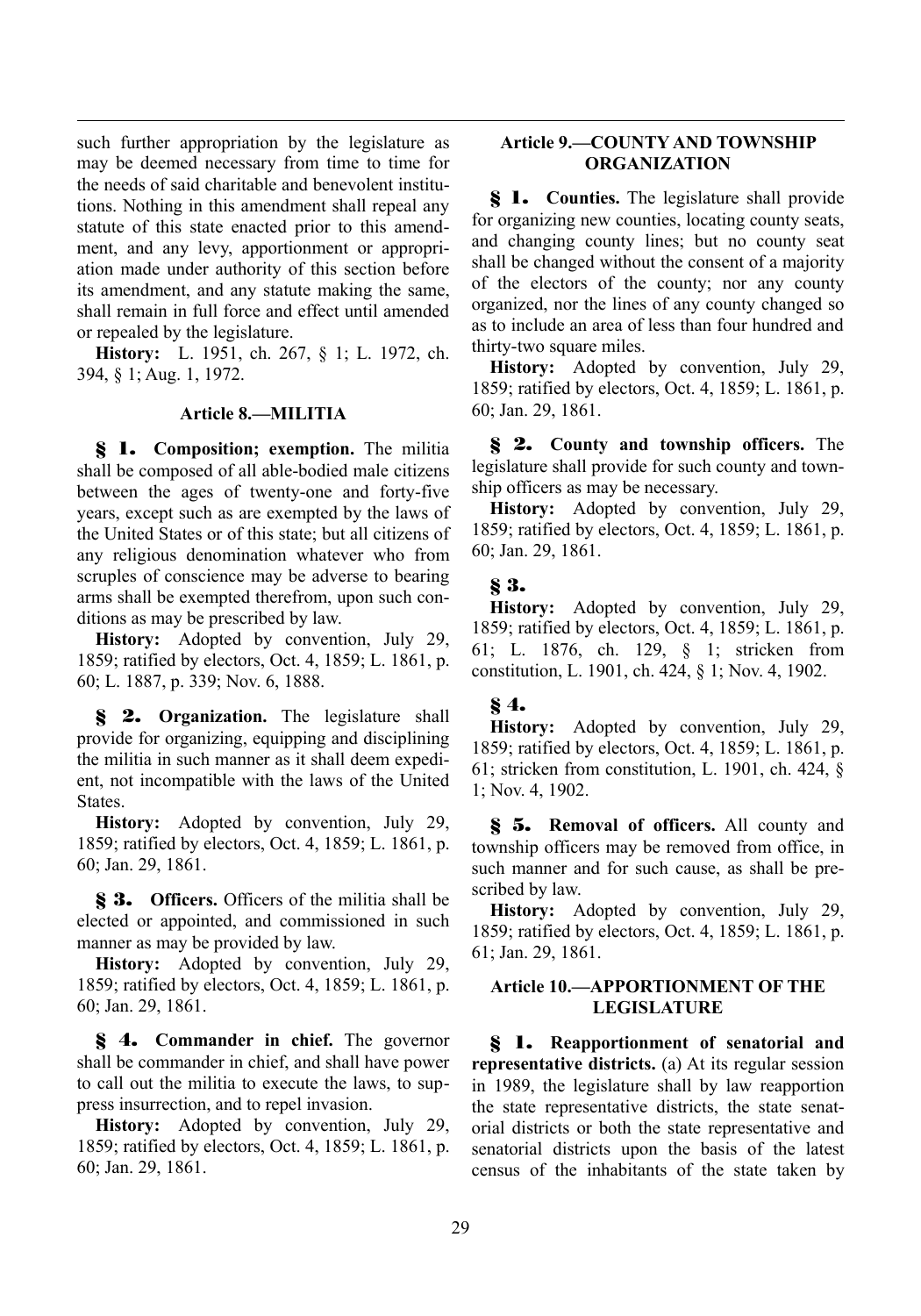such further appropriation by the legislature as may be deemed necessary from time to time for the needs of said charitable and benevolent institutions. Nothing in this amendment shall repeal any statute of this state enacted prior to this amendment, and any levy, apportionment or appropriation made under authority of this section before its amendment, and any statute making the same, shall remain in full force and effect until amended or repealed by the legislature.

**History:** L. 1951, ch. 267, § 1; L. 1972, ch. 394, § 1; Aug. 1, 1972.

## Article 8.—MILITIA

**§ 1. Composition; exemption.** The militia shall be composed of all able-bodied male citizens between the ages of twenty-one and forty-five years, except such as are exempted by the laws of the United States or of this state; but all citizens of any religious denomination whatever who from scruples of conscience may be adverse to bearing arms shall be exempted therefrom, upon such conditions as may be prescribed by law.

**History:** Adopted by convention, July 29, 1859; ratified by electors, Oct. 4, 1859; L. 1861, p. 60; L. 1887, p. 339; Nov. 6, 1888.

**§ 2. Organization.** The legislature shall provide for organizing, equipping and disciplining the militia in such manner as it shall deem expedient, not incompatible with the laws of the United States.

**History:** Adopted by convention, July 29, 1859; ratified by electors, Oct. 4, 1859; L. 1861, p. 60; Jan. 29, 1861.

**§ 3. Officers.** Officers of the militia shall be elected or appointed, and commissioned in such manner as may be provided by law.

**History:** Adopted by convention, July 29, 1859; ratified by electors, Oct. 4, 1859; L. 1861, p. 60; Jan. 29, 1861.

**§ 4. Commander in chief.** The governor shall be commander in chief, and shall have power to call out the militia to execute the laws, to suppress insurrection, and to repel invasion.

**History:** Adopted by convention, July 29, 1859; ratified by electors, Oct. 4, 1859; L. 1861, p. 60; Jan. 29, 1861.

## Article 9.—COUNTY AND TOWNSHIP ORGANIZATION

**§ 1. Counties.** The legislature shall provide for organizing new counties, locating county seats, and changing county lines; but no county seat shall be changed without the consent of a majority of the electors of the county; nor any county organized, nor the lines of any county changed so as to include an area of less than four hundred and thirty-two square miles.

**History:** Adopted by convention, July 29, 1859; ratified by electors, Oct. 4, 1859; L. 1861, p. 60; Jan. 29, 1861.

**§ 2. County and township officers.** The legislature shall provide for such county and township officers as may be necessary.

**History:** Adopted by convention, July 29, 1859; ratified by electors, Oct. 4, 1859; L. 1861, p. 60; Jan. 29, 1861.

**§ 3.**

**History:** Adopted by convention, July 29, 1859; ratified by electors, Oct. 4, 1859; L. 1861, p. 61; L. 1876, ch. 129, § 1; stricken from constitution, L. 1901, ch. 424, § 1; Nov. 4, 1902.

**§ 4.**

**History:** Adopted by convention, July 29, 1859; ratified by electors, Oct. 4, 1859; L. 1861, p. 61; stricken from constitution, L. 1901, ch. 424, § 1; Nov. 4, 1902.

**§ 5. Removal of officers.** All county and township officers may be removed from office, in such manner and for such cause, as shall be prescribed by law.

**History:** Adopted by convention, July 29, 1859; ratified by electors, Oct. 4, 1859; L. 1861, p. 61; Jan. 29, 1861.

## Article 10.—APPORTIONMENT OF THE LEGISLATURE

**§ 1. Reapportionment of senatorial and representative districts.** (a) At its regular session in 1989, the legislature shall by law reapportion the state representative districts, the state senatorial districts or both the state representative and senatorial districts upon the basis of the latest census of the inhabitants of the state taken by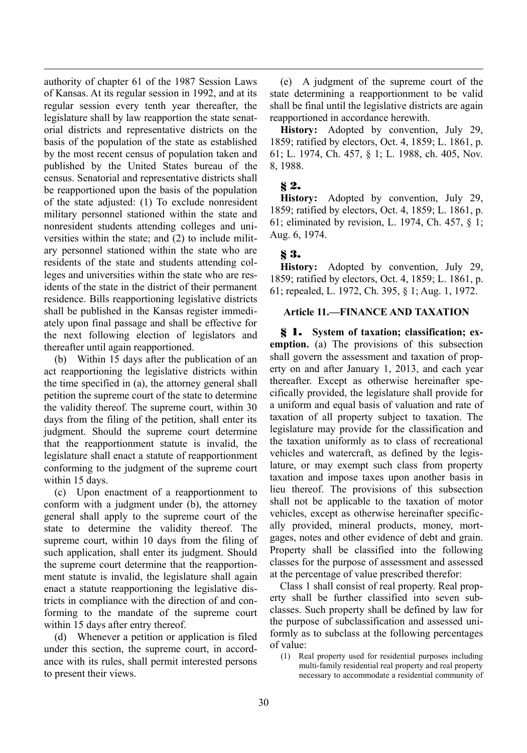authority of chapter 61 of the 1987 Session Laws of Kansas. At its regular session in 1992, and at its regular session every tenth year thereafter, the legislature shall by law reapportion the state senatorial districts and representative districts on the basis of the population of the state as established by the most recent census of population taken and published by the United States bureau of the census. Senatorial and representative districts shall be reapportioned upon the basis of the population of the state adjusted: (1) To exclude nonresident military personnel stationed within the state and nonresident students attending colleges and universities within the state; and (2) to include military personnel stationed within the state who are residents of the state and students attending colleges and universities within the state who are residents of the state in the district of their permanent residence. Bills reapportioning legislative districts shall be published in the Kansas register immediately upon final passage and shall be effective for the next following election of legislators and thereafter until again reapportioned.

(b) Within 15 days after the publication of an act reapportioning the legislative districts within the time specified in (a), the attorney general shall petition the supreme court of the state to determine the validity thereof. The supreme court, within 30 days from the filing of the petition, shall enter its judgment. Should the supreme court determine that the reapportionment statute is invalid, the legislature shall enact a statute of reapportionment conforming to the judgment of the supreme court within 15 days.

(c) Upon enactment of a reapportionment to conform with a judgment under (b), the attorney general shall apply to the supreme court of the state to determine the validity thereof. The supreme court, within 10 days from the filing of such application, shall enter its judgment. Should the supreme court determine that the reapportionment statute is invalid, the legislature shall again enact a statute reapportioning the legislative districts in compliance with the direction of and conforming to the mandate of the supreme court within 15 days after entry thereof.

(d) Whenever a petition or application is filed under this section, the supreme court, in accordance with its rules, shall permit interested persons to present their views.

(e) A judgment of the supreme court of the state determining a reapportionment to be valid shall be final until the legislative districts are again reapportioned in accordance herewith.

**History:** Adopted by convention, July 29, 1859; ratified by electors, Oct. 4, 1859; L. 1861, p. 61; L. 1974, Ch. 457, § 1; L. 1988, ch. 405, Nov. 8, 1988.

### § 2.

**History:** Adopted by convention, July 29, 1859; ratified by electors, Oct. 4, 1859; L. 1861, p. 61; eliminated by revision, L. 1974, Ch. 457, § 1; Aug. 6, 1974.

### § 3.

**History:** Adopted by convention, July 29, 1859; ratified by electors, Oct. 4, 1859; L. 1861, p. 61; repealed, L. 1972, Ch. 395, § 1; Aug. 1, 1972.

## Article 11.—FINANCE AND TAXATION

**§ 1. System of taxation; classification; exemption.** (a) The provisions of this subsection shall govern the assessment and taxation of property on and after January 1, 2013, and each year thereafter. Except as otherwise hereinafter specifically provided, the legislature shall provide for a uniform and equal basis of valuation and rate of taxation of all property subject to taxation. The legislature may provide for the classification and the taxation uniformly as to class of recreational vehicles and watercraft, as defined by the legislature, or may exempt such class from property taxation and impose taxes upon another basis in lieu thereof. The provisions of this subsection shall not be applicable to the taxation of motor vehicles, except as otherwise hereinafter specifically provided, mineral products, money, mortgages, notes and other evidence of debt and grain. Property shall be classified into the following classes for the purpose of assessment and assessed at the percentage of value prescribed therefor:

Class 1 shall consist of real property. Real property shall be further classified into seven subclasses. Such property shall be defined by law for the purpose of subclassification and assessed uniformly as to subclass at the following percentages of value:

(1) Real property used for residential purposes including multi-family residential real property and real property necessary to accommodate a residential community of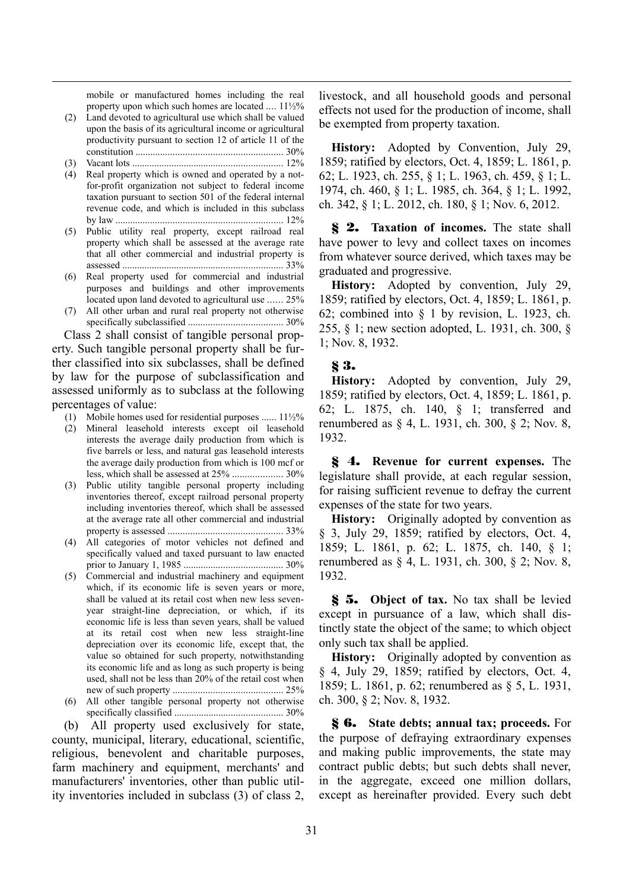mobile or manufactured homes including the real property upon which such homes are located .... 11½%

(2) Land devoted to agricultural use which shall be valued upon the basis of its agricultural income or agricultural productivity pursuant to section 12 of article 11 of the constitution ........................................................... 30%

(3) Vacant lots ............................................................ 12%

(4) Real property which is owned and operated by a not-for-profit organization not subject to federal income taxation pursuant to section 501 of the federal internal revenue code, and which is included in this subclass by law .................................................................. 12%

(5) Public utility real property, except railroad real property which shall be assessed at the average rate that all other commercial and industrial property is assessed ................................................................ 33%

(6) Real property used for commercial and industrial purposes and buildings and other improvements located upon land devoted to agricultural use ...... 25%

(7) All other urban and rural real property not otherwise specifically subclassified ...................................... 30%

Class 2 shall consist of tangible personal property. Such tangible personal property shall be further classified into six subclasses, shall be defined by law for the purpose of subclassification and assessed uniformly as to subclass at the following percentages of value:

(1) Mobile homes used for residential purposes ...... 11½%

(2) Mineral leasehold interests except oil leasehold interests the average daily production from which is five barrels or less, and natural gas leasehold interests the average daily production from which is 100 mcf or less, which shall be assessed at 25% .................... 30%

(3) Public utility tangible personal property including inventories thereof, except railroad personal property including inventories thereof, which shall be assessed at the average rate all other commercial and industrial property is assessed ............................................. 33%

(4) All categories of motor vehicles not defined and specifically valued and taxed pursuant to law enacted prior to January 1, 1985 ....................................... 30%

(5) Commercial and industrial machinery and equipment which, if its economic life is seven years or more, shall be valued at its retail cost when new less seven-year straight-line depreciation, or which, if its economic life is less than seven years, shall be valued at its retail cost when new less straight-line depreciation over its economic life, except that, the value so obtained for such property, notwithstanding its economic life and as long as such property is being used, shall not be less than 20% of the retail cost when new of such property ............................................ 25%

(6) All other tangible personal property not otherwise specifically classified ............................................ 30%

(b) All property used exclusively for state, county, municipal, literary, educational, scientific, religious, benevolent and charitable purposes, farm machinery and equipment, merchants' and manufacturers' inventories, other than public utility inventories included in subclass (3) of class 2, livestock, and all household goods and personal effects not used for the production of income, shall be exempted from property taxation.

**History:** Adopted by Convention, July 29, 1859; ratified by electors, Oct. 4, 1859; L. 1861, p. 62; L. 1923, ch. 255, § 1; L. 1963, ch. 459, § 1; L. 1974, ch. 460, § 1; L. 1985, ch. 364, § 1; L. 1992, ch. 342, § 1; L. 2012, ch. 180, § 1; Nov. 6, 2012.

**§ 2. Taxation of incomes.** The state shall have power to levy and collect taxes on incomes from whatever source derived, which taxes may be graduated and progressive.

**History:** Adopted by convention, July 29, 1859; ratified by electors, Oct. 4, 1859; L. 1861, p. 62; combined into § 1 by revision, L. 1923, ch. 255, § 1; new section adopted, L. 1931, ch. 300, § 1; Nov. 8, 1932.

**§ 3.**

**History:** Adopted by convention, July 29, 1859; ratified by electors, Oct. 4, 1859; L. 1861, p. 62; L. 1875, ch. 140, § 1; transferred and renumbered as § 4, L. 1931, ch. 300, § 2; Nov. 8, 1932.

**§ 4. Revenue for current expenses.** The legislature shall provide, at each regular session, for raising sufficient revenue to defray the current expenses of the state for two years.

**History:** Originally adopted by convention as § 3, July 29, 1859; ratified by electors, Oct. 4, 1859; L. 1861, p. 62; L. 1875, ch. 140, § 1; renumbered as § 4, L. 1931, ch. 300, § 2; Nov. 8, 1932.

**§ 5. Object of tax.** No tax shall be levied except in pursuance of a law, which shall distinctly state the object of the same; to which object only such tax shall be applied.

**History:** Originally adopted by convention as § 4, July 29, 1859; ratified by electors, Oct. 4, 1859; L. 1861, p. 62; renumbered as § 5, L. 1931, ch. 300, § 2; Nov. 8, 1932.

**§ 6. State debts; annual tax; proceeds.** For the purpose of defraying extraordinary expenses and making public improvements, the state may contract public debts; but such debts shall never, in the aggregate, exceed one million dollars, except as hereinafter provided. Every such debt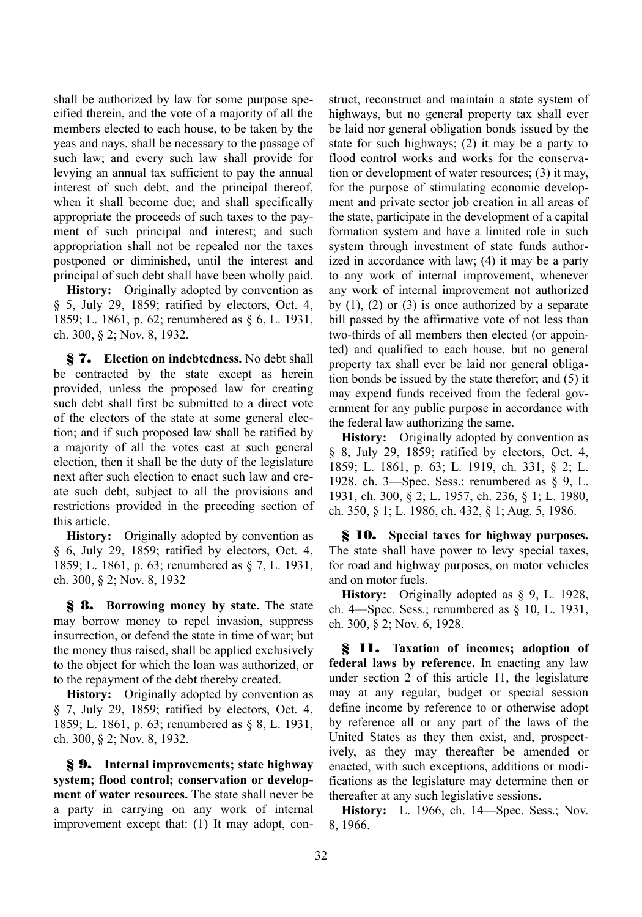shall be authorized by law for some purpose specified therein, and the vote of a majority of all the members elected to each house, to be taken by the yeas and nays, shall be necessary to the passage of such law; and every such law shall provide for levying an annual tax sufficient to pay the annual interest of such debt, and the principal thereof, when it shall become due; and shall specifically appropriate the proceeds of such taxes to the payment of such principal and interest; and such appropriation shall not be repealed nor the taxes postponed or diminished, until the interest and principal of such debt shall have been wholly paid.

**History:** Originally adopted by convention as § 5, July 29, 1859; ratified by electors, Oct. 4, 1859; L. 1861, p. 62; renumbered as § 6, L. 1931, ch. 300, § 2; Nov. 8, 1932.

**§ 7. Election on indebtedness.** No debt shall be contracted by the state except as herein provided, unless the proposed law for creating such debt shall first be submitted to a direct vote of the electors of the state at some general election; and if such proposed law shall be ratified by a majority of all the votes cast at such general election, then it shall be the duty of the legislature next after such election to enact such law and create such debt, subject to all the provisions and restrictions provided in the preceding section of this article.

**History:** Originally adopted by convention as § 6, July 29, 1859; ratified by electors, Oct. 4, 1859; L. 1861, p. 63; renumbered as § 7, L. 1931, ch. 300, § 2; Nov. 8, 1932

**§ 8. Borrowing money by state.** The state may borrow money to repel invasion, suppress insurrection, or defend the state in time of war; but the money thus raised, shall be applied exclusively to the object for which the loan was authorized, or to the repayment of the debt thereby created.

**History:** Originally adopted by convention as § 7, July 29, 1859; ratified by electors, Oct. 4, 1859; L. 1861, p. 63; renumbered as § 8, L. 1931, ch. 300, § 2; Nov. 8, 1932.

**§ 9. Internal improvements; state highway system; flood control; conservation or development of water resources.** The state shall never be a party in carrying on any work of internal improvement except that: (1) It may adopt, construct, reconstruct and maintain a state system of highways, but no general property tax shall ever be laid nor general obligation bonds issued by the state for such highways; (2) it may be a party to flood control works and works for the conservation or development of water resources; (3) it may, for the purpose of stimulating economic development and private sector job creation in all areas of the state, participate in the development of a capital formation system and have a limited role in such system through investment of state funds authorized in accordance with law; (4) it may be a party to any work of internal improvement, whenever any work of internal improvement not authorized by (1), (2) or (3) is once authorized by a separate bill passed by the affirmative vote of not less than two-thirds of all members then elected (or appointed) and qualified to each house, but no general property tax shall ever be laid nor general obligation bonds be issued by the state therefor; and (5) it may expend funds received from the federal government for any public purpose in accordance with the federal law authorizing the same.

**History:** Originally adopted by convention as § 8, July 29, 1859; ratified by electors, Oct. 4, 1859; L. 1861, p. 63; L. 1919, ch. 331, § 2; L. 1928, ch. 3—Spec. Sess.; renumbered as § 9, L. 1931, ch. 300, § 2; L. 1957, ch. 236, § 1; L. 1980, ch. 350, § 1; L. 1986, ch. 432, § 1; Aug. 5, 1986.

**§ 10. Special taxes for highway purposes.** The state shall have power to levy special taxes, for road and highway purposes, on motor vehicles and on motor fuels.

**History:** Originally adopted as § 9, L. 1928, ch. 4—Spec. Sess.; renumbered as § 10, L. 1931, ch. 300, § 2; Nov. 6, 1928.

**§ 11. Taxation of incomes; adoption of federal laws by reference.** In enacting any law under section 2 of this article 11, the legislature may at any regular, budget or special session define income by reference to or otherwise adopt by reference all or any part of the laws of the United States as they then exist, and, prospectively, as they may thereafter be amended or enacted, with such exceptions, additions or modifications as the legislature may determine then or thereafter at any such legislative sessions.

**History:** L. 1966, ch. 14—Spec. Sess.; Nov. 8, 1966.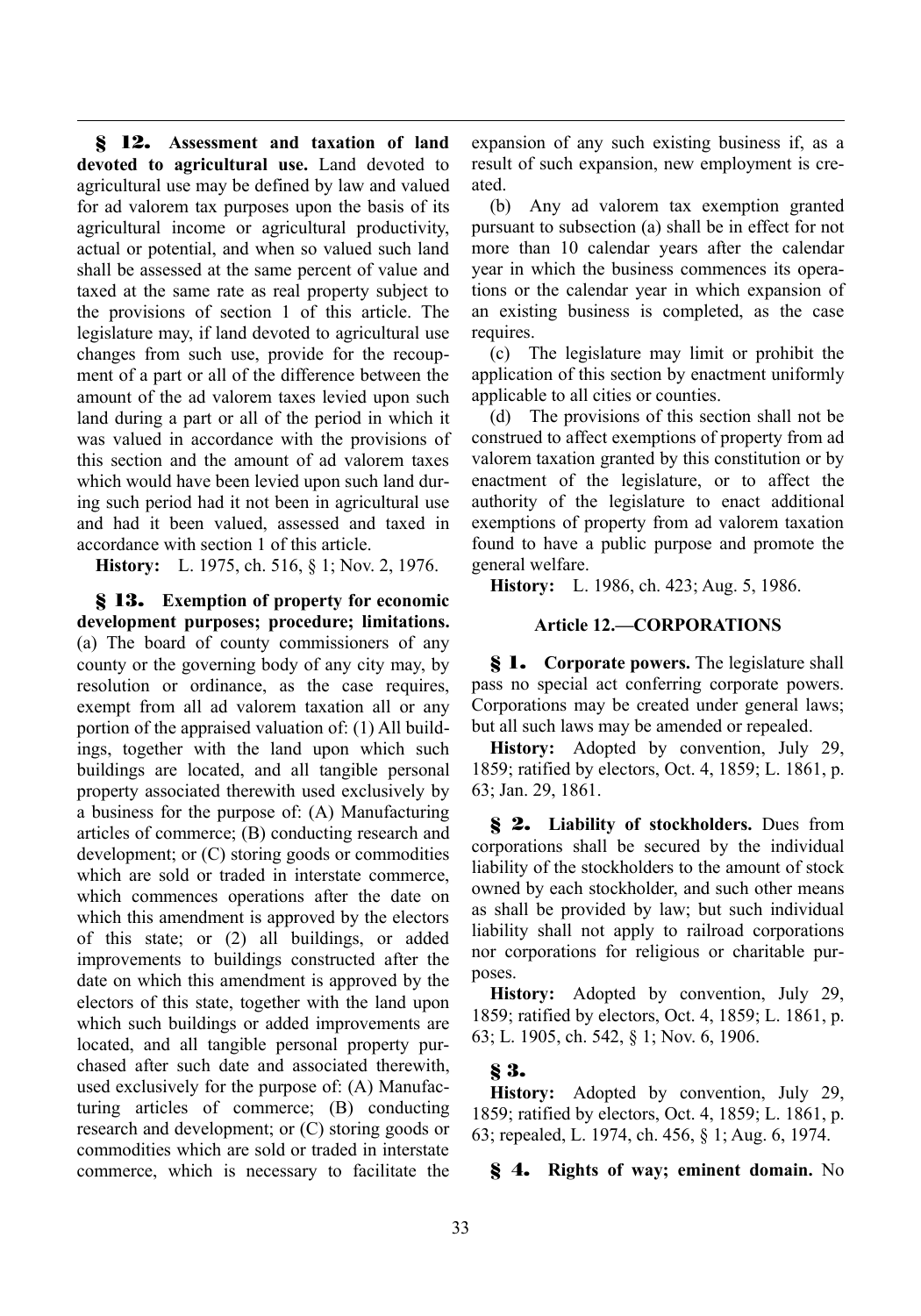**§ 12. Assessment and taxation of land devoted to agricultural use.** Land devoted to agricultural use may be defined by law and valued for ad valorem tax purposes upon the basis of its agricultural income or agricultural productivity, actual or potential, and when so valued such land shall be assessed at the same percent of value and taxed at the same rate as real property subject to the provisions of section 1 of this article. The legislature may, if land devoted to agricultural use changes from such use, provide for the recoupment of a part or all of the difference between the amount of the ad valorem taxes levied upon such land during a part or all of the period in which it was valued in accordance with the provisions of this section and the amount of ad valorem taxes which would have been levied upon such land during such period had it not been in agricultural use and had it been valued, assessed and taxed in accordance with section 1 of this article.

**History:** L. 1975, ch. 516, § 1; Nov. 2, 1976.

**§ 13. Exemption of property for economic development purposes; procedure; limitations.** (a) The board of county commissioners of any county or the governing body of any city may, by resolution or ordinance, as the case requires, exempt from all ad valorem taxation all or any portion of the appraised valuation of: (1) All buildings, together with the land upon which such buildings are located, and all tangible personal property associated therewith used exclusively by a business for the purpose of: (A) Manufacturing articles of commerce; (B) conducting research and development; or (C) storing goods or commodities which are sold or traded in interstate commerce, which commences operations after the date on which this amendment is approved by the electors of this state; or (2) all buildings, or added improvements to buildings constructed after the date on which this amendment is approved by the electors of this state, together with the land upon which such buildings or added improvements are located, and all tangible personal property purchased after such date and associated therewith, used exclusively for the purpose of: (A) Manufacturing articles of commerce; (B) conducting research and development; or (C) storing goods or commodities which are sold or traded in interstate commerce, which is necessary to facilitate the expansion of any such existing business if, as a result of such expansion, new employment is created.

(b) Any ad valorem tax exemption granted pursuant to subsection (a) shall be in effect for not more than 10 calendar years after the calendar year in which the business commences its operations or the calendar year in which expansion of an existing business is completed, as the case requires.

(c) The legislature may limit or prohibit the application of this section by enactment uniformly applicable to all cities or counties.

(d) The provisions of this section shall not be construed to affect exemptions of property from ad valorem taxation granted by this constitution or by enactment of the legislature, or to affect the authority of the legislature to enact additional exemptions of property from ad valorem taxation found to have a public purpose and promote the general welfare.

**History:** L. 1986, ch. 423; Aug. 5, 1986.

## Article 12.—CORPORATIONS

**§ 1. Corporate powers.** The legislature shall pass no special act conferring corporate powers. Corporations may be created under general laws; but all such laws may be amended or repealed.

**History:** Adopted by convention, July 29, 1859; ratified by electors, Oct. 4, 1859; L. 1861, p. 63; Jan. 29, 1861.

**§ 2. Liability of stockholders.** Dues from corporations shall be secured by the individual liability of the stockholders to the amount of stock owned by each stockholder, and such other means as shall be provided by law; but such individual liability shall not apply to railroad corporations nor corporations for religious or charitable purposes.

**History:** Adopted by convention, July 29, 1859; ratified by electors, Oct. 4, 1859; L. 1861, p. 63; L. 1905, ch. 542, § 1; Nov. 6, 1906.

**§ 3.**

**History:** Adopted by convention, July 29, 1859; ratified by electors, Oct. 4, 1859; L. 1861, p. 63; repealed, L. 1974, ch. 456, § 1; Aug. 6, 1974.

**§ 4. Rights of way; eminent domain.** No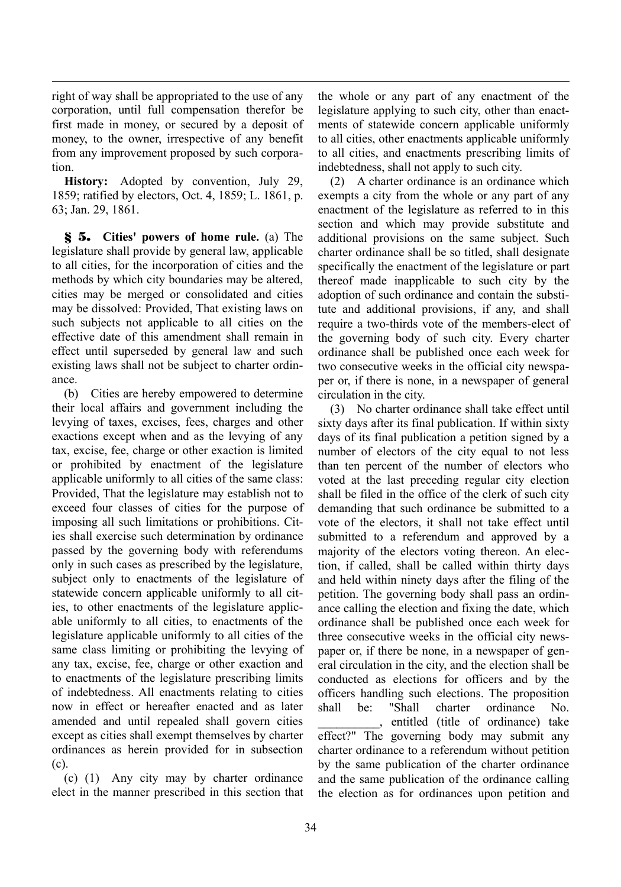right of way shall be appropriated to the use of any corporation, until full compensation therefor be first made in money, or secured by a deposit of money, to the owner, irrespective of any benefit from any improvement proposed by such corporation.

**History:** Adopted by convention, July 29, 1859; ratified by electors, Oct. 4, 1859; L. 1861, p. 63; Jan. 29, 1861.

**§ 5. Cities' powers of home rule.** (a) The legislature shall provide by general law, applicable to all cities, for the incorporation of cities and the methods by which city boundaries may be altered, cities may be merged or consolidated and cities may be dissolved: Provided, That existing laws on such subjects not applicable to all cities on the effective date of this amendment shall remain in effect until superseded by general law and such existing laws shall not be subject to charter ordinance.

(b) Cities are hereby empowered to determine their local affairs and government including the levying of taxes, excises, fees, charges and other exactions except when and as the levying of any tax, excise, fee, charge or other exaction is limited or prohibited by enactment of the legislature applicable uniformly to all cities of the same class: Provided, That the legislature may establish not to exceed four classes of cities for the purpose of imposing all such limitations or prohibitions. Cities shall exercise such determination by ordinance passed by the governing body with referendums only in such cases as prescribed by the legislature, subject only to enactments of the legislature of statewide concern applicable uniformly to all cities, to other enactments of the legislature applicable uniformly to all cities, to enactments of the legislature applicable uniformly to all cities of the same class limiting or prohibiting the levying of any tax, excise, fee, charge or other exaction and to enactments of the legislature prescribing limits of indebtedness. All enactments relating to cities now in effect or hereafter enacted and as later amended and until repealed shall govern cities except as cities shall exempt themselves by charter ordinances as herein provided for in subsection (c).

(c) (1) Any city may by charter ordinance elect in the manner prescribed in this section that the whole or any part of any enactment of the legislature applying to such city, other than enactments of statewide concern applicable uniformly to all cities, other enactments applicable uniformly to all cities, and enactments prescribing limits of indebtedness, shall not apply to such city.

(2) A charter ordinance is an ordinance which exempts a city from the whole or any part of any enactment of the legislature as referred to in this section and which may provide substitute and additional provisions on the same subject. Such charter ordinance shall be so titled, shall designate specifically the enactment of the legislature or part thereof made inapplicable to such city by the adoption of such ordinance and contain the substitute and additional provisions, if any, and shall require a two-thirds vote of the members-elect of the governing body of such city. Every charter ordinance shall be published once each week for two consecutive weeks in the official city newspaper or, if there is none, in a newspaper of general circulation in the city.

(3) No charter ordinance shall take effect until sixty days after its final publication. If within sixty days of its final publication a petition signed by a number of electors of the city equal to not less than ten percent of the number of electors who voted at the last preceding regular city election shall be filed in the office of the clerk of such city demanding that such ordinance be submitted to a vote of the electors, it shall not take effect until submitted to a referendum and approved by a majority of the electors voting thereon. An election, if called, shall be called within thirty days and held within ninety days after the filing of the petition. The governing body shall pass an ordinance calling the election and fixing the date, which ordinance shall be published once each week for three consecutive weeks in the official city newspaper or, if there be none, in a newspaper of general circulation in the city, and the election shall be conducted as elections for officers and by the officers handling such elections. The proposition shall be: "Shall charter ordinance No. __________, entitled (title of ordinance) take effect?" The governing body may submit any charter ordinance to a referendum without petition by the same publication of the charter ordinance and the same publication of the ordinance calling the election as for ordinances upon petition and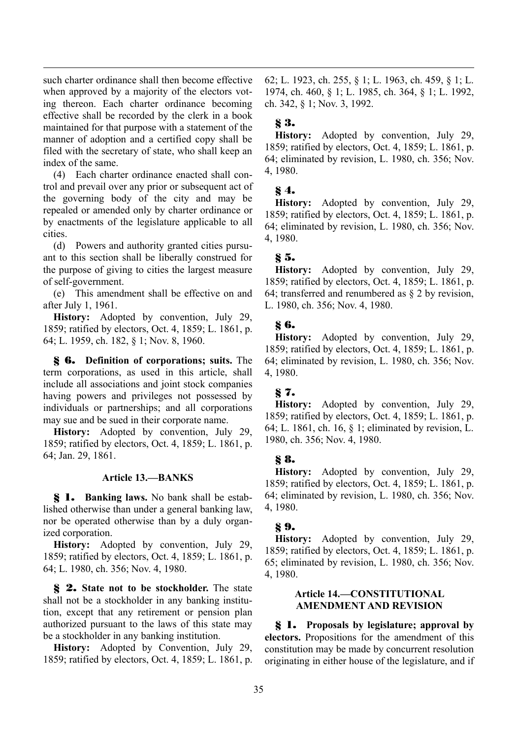such charter ordinance shall then become effective when approved by a majority of the electors voting thereon. Each charter ordinance becoming effective shall be recorded by the clerk in a book maintained for that purpose with a statement of the manner of adoption and a certified copy shall be filed with the secretary of state, who shall keep an index of the same.

(4) Each charter ordinance enacted shall control and prevail over any prior or subsequent act of the governing body of the city and may be repealed or amended only by charter ordinance or by enactments of the legislature applicable to all cities.

(d) Powers and authority granted cities pursuant to this section shall be liberally construed for the purpose of giving to cities the largest measure of self-government.

(e) This amendment shall be effective on and after July 1, 1961.

**History:** Adopted by convention, July 29, 1859; ratified by electors, Oct. 4, 1859; L. 1861, p. 64; L. 1959, ch. 182, § 1; Nov. 8, 1960.

**§ 6. Definition of corporations; suits.** The term corporations, as used in this article, shall include all associations and joint stock companies having powers and privileges not possessed by individuals or partnerships; and all corporations may sue and be sued in their corporate name.

**History:** Adopted by convention, July 29, 1859; ratified by electors, Oct. 4, 1859; L. 1861, p. 64; Jan. 29, 1861.

### Article 13.—BANKS

**§ 1. Banking laws.** No bank shall be established otherwise than under a general banking law, nor be operated otherwise than by a duly organized corporation.

**History:** Adopted by convention, July 29, 1859; ratified by electors, Oct. 4, 1859; L. 1861, p. 64; L. 1980, ch. 356; Nov. 4, 1980.

**§ 2. State not to be stockholder.** The state shall not be a stockholder in any banking institution, except that any retirement or pension plan authorized pursuant to the laws of this state may be a stockholder in any banking institution.

**History:** Adopted by Convention, July 29, 1859; ratified by electors, Oct. 4, 1859; L. 1861, p. 62; L. 1923, ch. 255, § 1; L. 1963, ch. 459, § 1; L. 1974, ch. 460, § 1; L. 1985, ch. 364, § 1; L. 1992, ch. 342, § 1; Nov. 3, 1992.

**§ 3.**

**History:** Adopted by convention, July 29, 1859; ratified by electors, Oct. 4, 1859; L. 1861, p. 64; eliminated by revision, L. 1980, ch. 356; Nov. 4, 1980.

**§ 4.**

**History:** Adopted by convention, July 29, 1859; ratified by electors, Oct. 4, 1859; L. 1861, p. 64; eliminated by revision, L. 1980, ch. 356; Nov. 4, 1980.

**§ 5.**

**History:** Adopted by convention, July 29, 1859; ratified by electors, Oct. 4, 1859; L. 1861, p. 64; transferred and renumbered as § 2 by revision, L. 1980, ch. 356; Nov. 4, 1980.

**§ 6.**

**History:** Adopted by convention, July 29, 1859; ratified by electors, Oct. 4, 1859; L. 1861, p. 64; eliminated by revision, L. 1980, ch. 356; Nov. 4, 1980.

**§ 7.**

**History:** Adopted by convention, July 29, 1859; ratified by electors, Oct. 4, 1859; L. 1861, p. 64; L. 1861, ch. 16, § 1; eliminated by revision, L. 1980, ch. 356; Nov. 4, 1980.

**§ 8.**

**History:** Adopted by convention, July 29, 1859; ratified by electors, Oct. 4, 1859; L. 1861, p. 64; eliminated by revision, L. 1980, ch. 356; Nov. 4, 1980.

**§ 9.**

**History:** Adopted by convention, July 29, 1859; ratified by electors, Oct. 4, 1859; L. 1861, p. 65; eliminated by revision, L. 1980, ch. 356; Nov. 4, 1980.

### Article 14.—CONSTITUTIONAL AMENDMENT AND REVISION

**§ 1. Proposals by legislature; approval by electors.** Propositions for the amendment of this constitution may be made by concurrent resolution originating in either house of the legislature, and if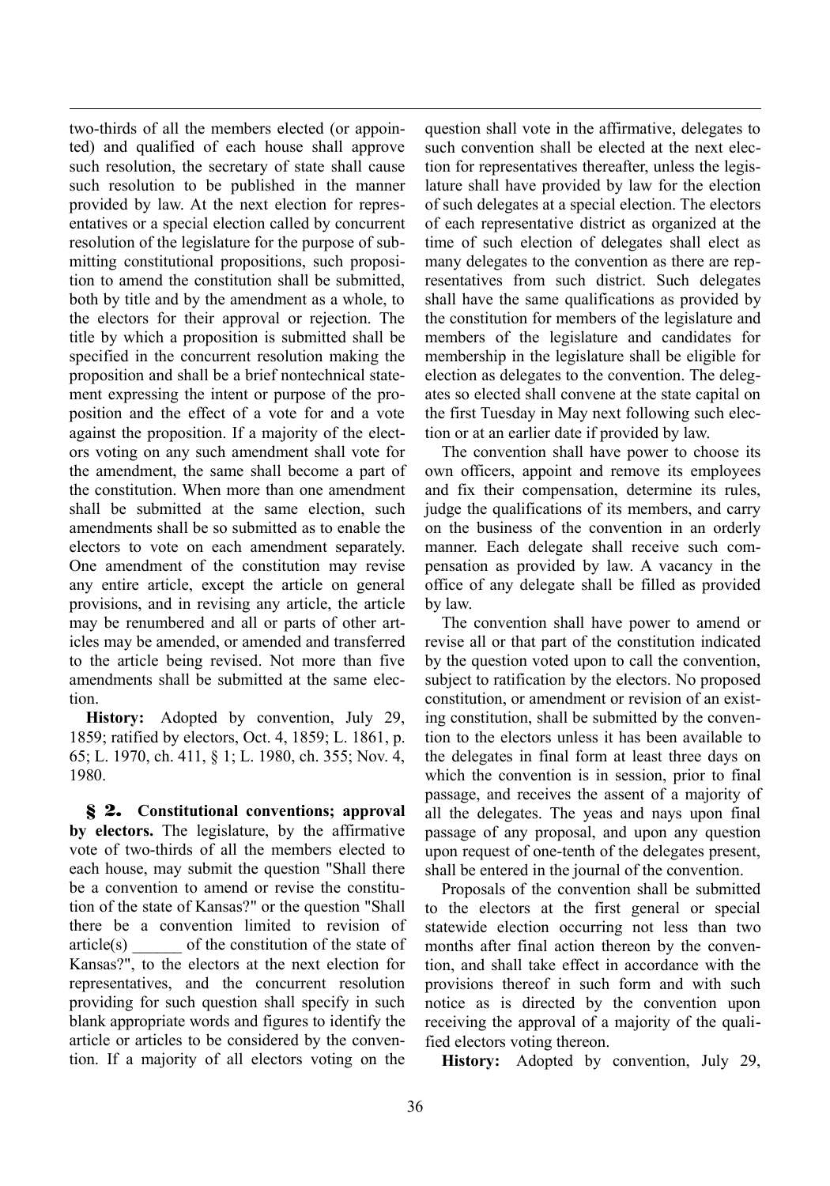two-thirds of all the members elected (or appointed) and qualified of each house shall approve such resolution, the secretary of state shall cause such resolution to be published in the manner provided by law. At the next election for representatives or a special election called by concurrent resolution of the legislature for the purpose of submitting constitutional propositions, such proposition to amend the constitution shall be submitted, both by title and by the amendment as a whole, to the electors for their approval or rejection. The title by which a proposition is submitted shall be specified in the concurrent resolution making the proposition and shall be a brief nontechnical statement expressing the intent or purpose of the proposition and the effect of a vote for and a vote against the proposition. If a majority of the electors voting on any such amendment shall vote for the amendment, the same shall become a part of the constitution. When more than one amendment shall be submitted at the same election, such amendments shall be so submitted as to enable the electors to vote on each amendment separately. One amendment of the constitution may revise any entire article, except the article on general provisions, and in revising any article, the article may be renumbered and all or parts of other articles may be amended, or amended and transferred to the article being revised. Not more than five amendments shall be submitted at the same election.

**History:** Adopted by convention, July 29, 1859; ratified by electors, Oct. 4, 1859; L. 1861, p. 65; L. 1970, ch. 411, § 1; L. 1980, ch. 355; Nov. 4, 1980.

**§ 2. Constitutional conventions; approval by electors.** The legislature, by the affirmative vote of two-thirds of all the members elected to each house, may submit the question "Shall there be a convention to amend or revise the constitution of the state of Kansas?" or the question "Shall there be a convention limited to revision of article(s) ______ of the constitution of the state of Kansas?", to the electors at the next election for representatives, and the concurrent resolution providing for such question shall specify in such blank appropriate words and figures to identify the article or articles to be considered by the convention. If a majority of all electors voting on the question shall vote in the affirmative, delegates to such convention shall be elected at the next election for representatives thereafter, unless the legislature shall have provided by law for the election of such delegates at a special election. The electors of each representative district as organized at the time of such election of delegates shall elect as many delegates to the convention as there are representatives from such district. Such delegates shall have the same qualifications as provided by the constitution for members of the legislature and members of the legislature and candidates for membership in the legislature shall be eligible for election as delegates to the convention. The delegates so elected shall convene at the state capital on the first Tuesday in May next following such election or at an earlier date if provided by law.

The convention shall have power to choose its own officers, appoint and remove its employees and fix their compensation, determine its rules, judge the qualifications of its members, and carry on the business of the convention in an orderly manner. Each delegate shall receive such compensation as provided by law. A vacancy in the office of any delegate shall be filled as provided by law.

The convention shall have power to amend or revise all or that part of the constitution indicated by the question voted upon to call the convention, subject to ratification by the electors. No proposed constitution, or amendment or revision of an existing constitution, shall be submitted by the convention to the electors unless it has been available to the delegates in final form at least three days on which the convention is in session, prior to final passage, and receives the assent of a majority of all the delegates. The yeas and nays upon final passage of any proposal, and upon any question upon request of one-tenth of the delegates present, shall be entered in the journal of the convention.

Proposals of the convention shall be submitted to the electors at the first general or special statewide election occurring not less than two months after final action thereon by the convention, and shall take effect in accordance with the provisions thereof in such form and with such notice as is directed by the convention upon receiving the approval of a majority of the qualified electors voting thereon.

**History:** Adopted by convention, July 29,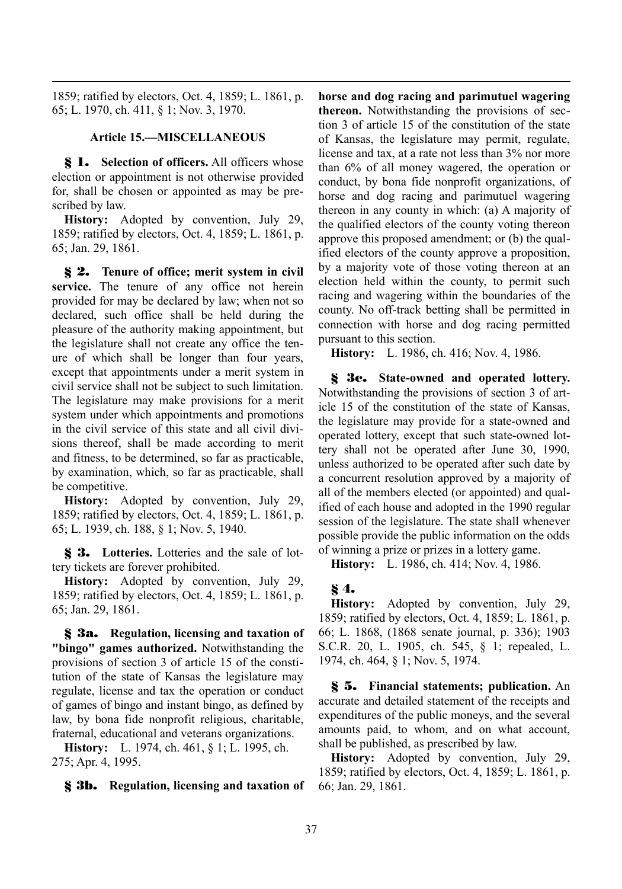1859; ratified by electors, Oct. 4, 1859; L. 1861, p. 65; L. 1970, ch. 411, § 1; Nov. 3, 1970.

### Article 15.—MISCELLANEOUS

**§ 1. Selection of officers.** All officers whose election or appointment is not otherwise provided for, shall be chosen or appointed as may be prescribed by law.

**History:** Adopted by convention, July 29, 1859; ratified by electors, Oct. 4, 1859; L. 1861, p. 65; Jan. 29, 1861.

**§ 2. Tenure of office; merit system in civil service.** The tenure of any office not herein provided for may be declared by law; when not so declared, such office shall be held during the pleasure of the authority making appointment, but the legislature shall not create any office the tenure of which shall be longer than four years, except that appointments under a merit system in civil service shall not be subject to such limitation. The legislature may make provisions for a merit system under which appointments and promotions in the civil service of this state and all civil divisions thereof, shall be made according to merit and fitness, to be determined, so far as practicable, by examination, which, so far as practicable, shall be competitive.

**History:** Adopted by convention, July 29, 1859; ratified by electors, Oct. 4, 1859; L. 1861, p. 65; L. 1939, ch. 188, § 1; Nov. 5, 1940.

**§ 3. Lotteries.** Lotteries and the sale of lottery tickets are forever prohibited.

**History:** Adopted by convention, July 29, 1859; ratified by electors, Oct. 4, 1859; L. 1861, p. 65; Jan. 29, 1861.

**§ 3a. Regulation, licensing and taxation of "bingo" games authorized.** Notwithstanding the provisions of section 3 of article 15 of the constitution of the state of Kansas the legislature may regulate, license and tax the operation or conduct of games of bingo and instant bingo, as defined by law, by bona fide nonprofit religious, charitable, fraternal, educational and veterans organizations.

**History:** L. 1974, ch. 461, § 1; L. 1995, ch. 275; Apr. 4, 1995.

**§ 3b. Regulation, licensing and taxation of horse and dog racing and parimutuel wagering thereon.** Notwithstanding the provisions of section 3 of article 15 of the constitution of the state of Kansas, the legislature may permit, regulate, license and tax, at a rate not less than 3% nor more than 6% of all money wagered, the operation or conduct, by bona fide nonprofit organizations, of horse and dog racing and parimutuel wagering thereon in any county in which: (a) A majority of the qualified electors of the county voting thereon approve this proposed amendment; or (b) the qualified electors of the county approve a proposition, by a majority vote of those voting thereon at an election held within the county, to permit such racing and wagering within the boundaries of the county. No off-track betting shall be permitted in connection with horse and dog racing permitted pursuant to this section.

**History:** L. 1986, ch. 416; Nov. 4, 1986.

**§ 3c. State-owned and operated lottery.** Notwithstanding the provisions of section 3 of article 15 of the constitution of the state of Kansas, the legislature may provide for a state-owned and operated lottery, except that such state-owned lottery shall not be operated after June 30, 1990, unless authorized to be operated after such date by a concurrent resolution approved by a majority of all of the members elected (or appointed) and qualified of each house and adopted in the 1990 regular session of the legislature. The state shall whenever possible provide the public information on the odds of winning a prize or prizes in a lottery game.

**History:** L. 1986, ch. 414; Nov. 4, 1986.

**§ 4.**

**History:** Adopted by convention, July 29, 1859; ratified by electors, Oct. 4, 1859; L. 1861, p. 66; L. 1868, (1868 senate journal, p. 336); 1903 S.C.R. 20, L. 1905, ch. 545, § 1; repealed, L. 1974, ch. 464, § 1; Nov. 5, 1974.

**§ 5. Financial statements; publication.** An accurate and detailed statement of the receipts and expenditures of the public moneys, and the several amounts paid, to whom, and on what account, shall be published, as prescribed by law.

**History:** Adopted by convention, July 29, 1859; ratified by electors, Oct. 4, 1859; L. 1861, p. 66; Jan. 29, 1861.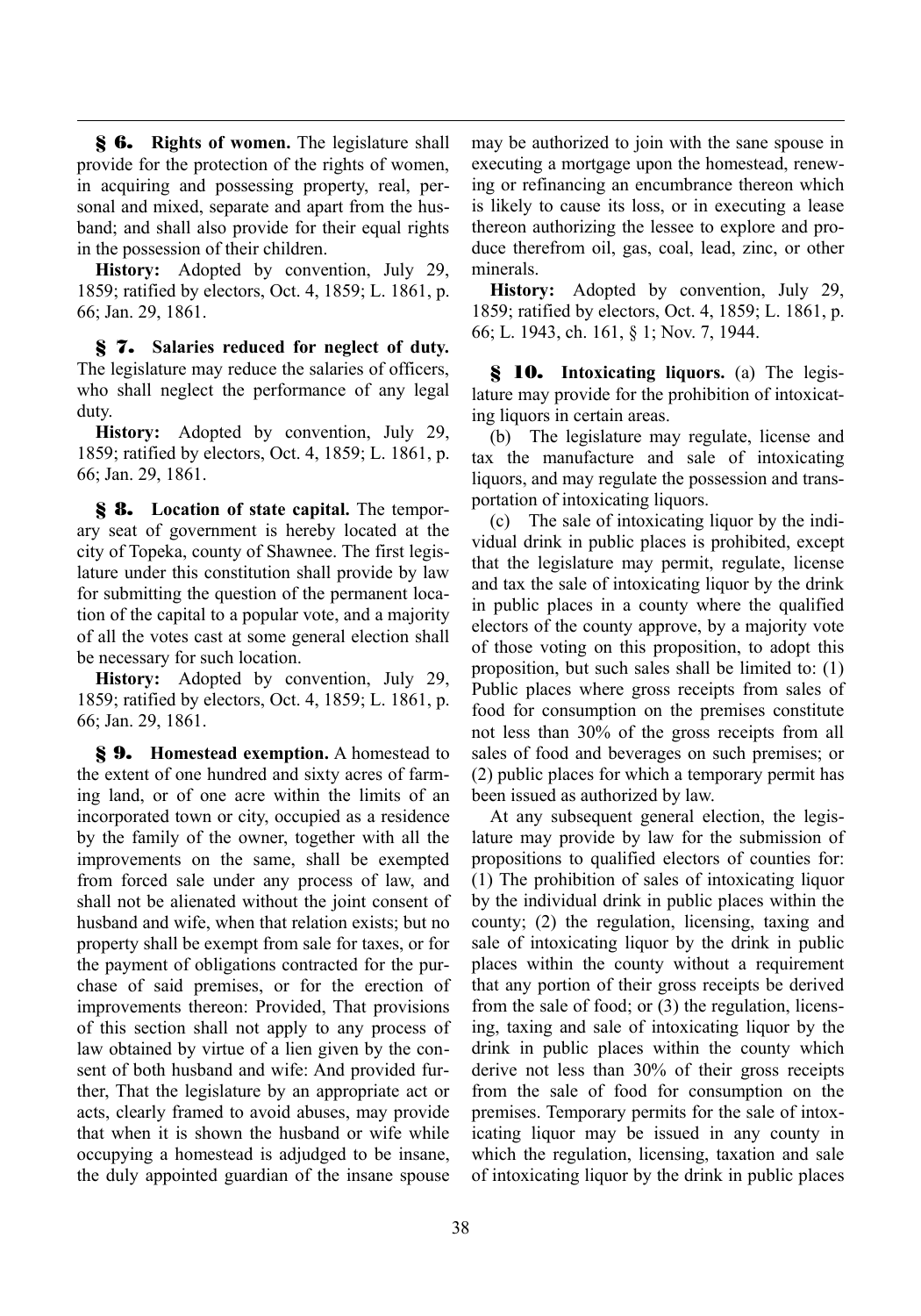**§ 6. Rights of women.** The legislature shall provide for the protection of the rights of women, in acquiring and possessing property, real, personal and mixed, separate and apart from the husband; and shall also provide for their equal rights in the possession of their children.

**History:** Adopted by convention, July 29, 1859; ratified by electors, Oct. 4, 1859; L. 1861, p. 66; Jan. 29, 1861.

**§ 7. Salaries reduced for neglect of duty.** The legislature may reduce the salaries of officers, who shall neglect the performance of any legal duty.

**History:** Adopted by convention, July 29, 1859; ratified by electors, Oct. 4, 1859; L. 1861, p. 66; Jan. 29, 1861.

**§ 8. Location of state capital.** The temporary seat of government is hereby located at the city of Topeka, county of Shawnee. The first legislature under this constitution shall provide by law for submitting the question of the permanent location of the capital to a popular vote, and a majority of all the votes cast at some general election shall be necessary for such location.

**History:** Adopted by convention, July 29, 1859; ratified by electors, Oct. 4, 1859; L. 1861, p. 66; Jan. 29, 1861.

**§ 9. Homestead exemption.** A homestead to the extent of one hundred and sixty acres of farming land, or of one acre within the limits of an incorporated town or city, occupied as a residence by the family of the owner, together with all the improvements on the same, shall be exempted from forced sale under any process of law, and shall not be alienated without the joint consent of husband and wife, when that relation exists; but no property shall be exempt from sale for taxes, or for the payment of obligations contracted for the purchase of said premises, or for the erection of improvements thereon: Provided, That provisions of this section shall not apply to any process of law obtained by virtue of a lien given by the consent of both husband and wife: And provided further, That the legislature by an appropriate act or acts, clearly framed to avoid abuses, may provide that when it is shown the husband or wife while occupying a homestead is adjudged to be insane, the duly appointed guardian of the insane spouse may be authorized to join with the sane spouse in executing a mortgage upon the homestead, renewing or refinancing an encumbrance thereon which is likely to cause its loss, or in executing a lease thereon authorizing the lessee to explore and produce therefrom oil, gas, coal, lead, zinc, or other minerals.

**History:** Adopted by convention, July 29, 1859; ratified by electors, Oct. 4, 1859; L. 1861, p. 66; L. 1943, ch. 161, § 1; Nov. 7, 1944.

**§ 10. Intoxicating liquors.** (a) The legislature may provide for the prohibition of intoxicating liquors in certain areas.

(b) The legislature may regulate, license and tax the manufacture and sale of intoxicating liquors, and may regulate the possession and transportation of intoxicating liquors.

(c) The sale of intoxicating liquor by the individual drink in public places is prohibited, except that the legislature may permit, regulate, license and tax the sale of intoxicating liquor by the drink in public places in a county where the qualified electors of the county approve, by a majority vote of those voting on this proposition, to adopt this proposition, but such sales shall be limited to: (1) Public places where gross receipts from sales of food for consumption on the premises constitute not less than 30% of the gross receipts from all sales of food and beverages on such premises; or (2) public places for which a temporary permit has been issued as authorized by law.

At any subsequent general election, the legislature may provide by law for the submission of propositions to qualified electors of counties for: (1) The prohibition of sales of intoxicating liquor by the individual drink in public places within the county; (2) the regulation, licensing, taxing and sale of intoxicating liquor by the drink in public places within the county without a requirement that any portion of their gross receipts be derived from the sale of food; or (3) the regulation, licensing, taxing and sale of intoxicating liquor by the drink in public places within the county which derive not less than 30% of their gross receipts from the sale of food for consumption on the premises. Temporary permits for the sale of intoxicating liquor may be issued in any county in which the regulation, licensing, taxation and sale of intoxicating liquor by the drink in public places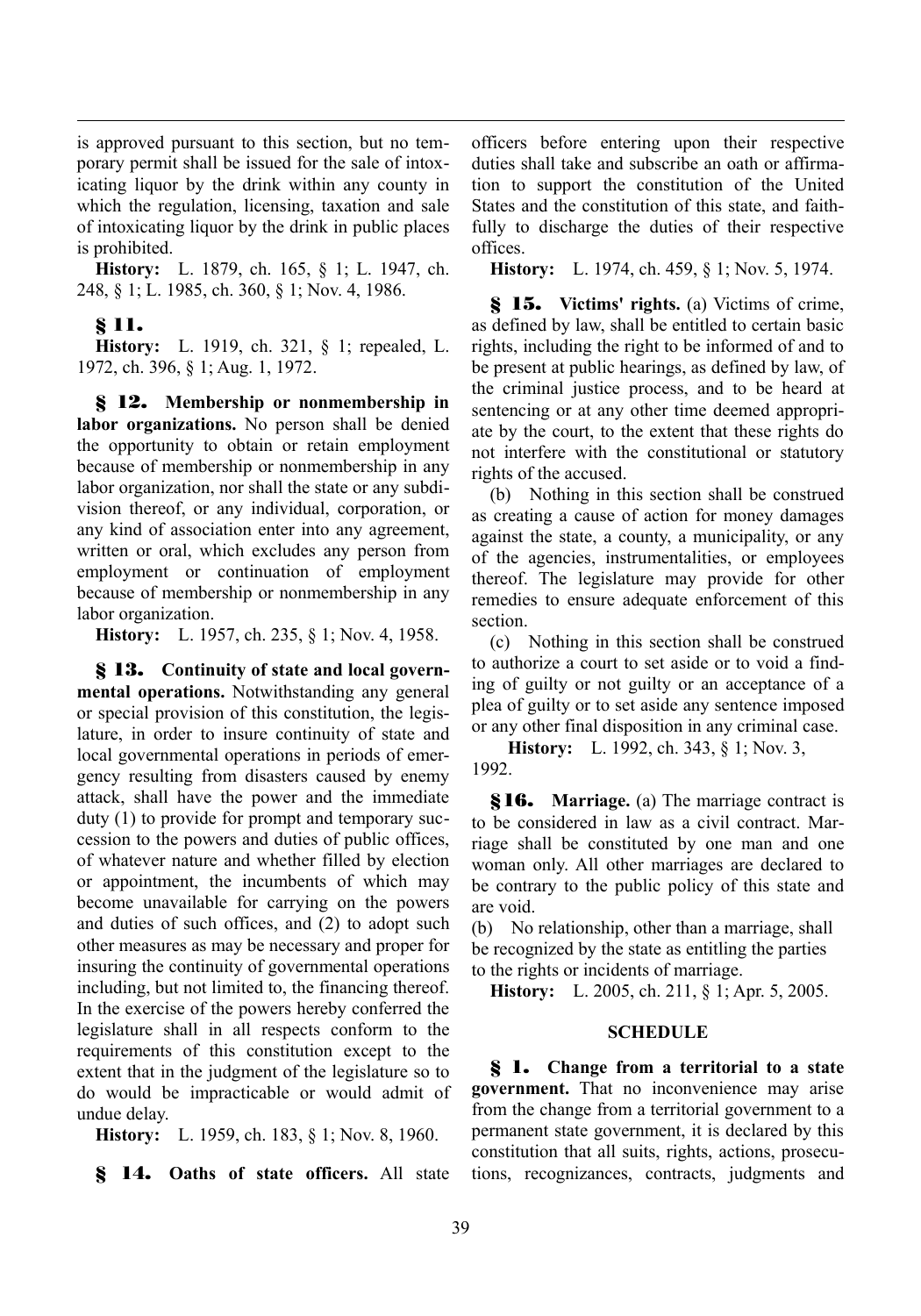is approved pursuant to this section, but no temporary permit shall be issued for the sale of intoxicating liquor by the drink within any county in which the regulation, licensing, taxation and sale of intoxicating liquor by the drink in public places is prohibited.

**History:** L. 1879, ch. 165, § 1; L. 1947, ch. 248, § 1; L. 1985, ch. 360, § 1; Nov. 4, 1986.

**§ 11.**

**History:** L. 1919, ch. 321, § 1; repealed, L. 1972, ch. 396, § 1; Aug. 1, 1972.

**§ 12. Membership or nonmembership in labor organizations.** No person shall be denied the opportunity to obtain or retain employment because of membership or nonmembership in any labor organization, nor shall the state or any subdivision thereof, or any individual, corporation, or any kind of association enter into any agreement, written or oral, which excludes any person from employment or continuation of employment because of membership or nonmembership in any labor organization.

**History:** L. 1957, ch. 235, § 1; Nov. 4, 1958.

**§ 13. Continuity of state and local governmental operations.** Notwithstanding any general or special provision of this constitution, the legislature, in order to insure continuity of state and local governmental operations in periods of emergency resulting from disasters caused by enemy attack, shall have the power and the immediate duty (1) to provide for prompt and temporary succession to the powers and duties of public offices, of whatever nature and whether filled by election or appointment, the incumbents of which may become unavailable for carrying on the powers and duties of such offices, and (2) to adopt such other measures as may be necessary and proper for insuring the continuity of governmental operations including, but not limited to, the financing thereof. In the exercise of the powers hereby conferred the legislature shall in all respects conform to the requirements of this constitution except to the extent that in the judgment of the legislature so to do would be impracticable or would admit of undue delay.

**History:** L. 1959, ch. 183, § 1; Nov. 8, 1960.

**§ 14. Oaths of state officers.** All state officers before entering upon their respective duties shall take and subscribe an oath or affirmation to support the constitution of the United States and the constitution of this state, and faithfully to discharge the duties of their respective offices.

**History:** L. 1974, ch. 459, § 1; Nov. 5, 1974.

**§ 15. Victims' rights.** (a) Victims of crime, as defined by law, shall be entitled to certain basic rights, including the right to be informed of and to be present at public hearings, as defined by law, of the criminal justice process, and to be heard at sentencing or at any other time deemed appropriate by the court, to the extent that these rights do not interfere with the constitutional or statutory rights of the accused.

(b) Nothing in this section shall be construed as creating a cause of action for money damages against the state, a county, a municipality, or any of the agencies, instrumentalities, or employees thereof. The legislature may provide for other remedies to ensure adequate enforcement of this section.

(c) Nothing in this section shall be construed to authorize a court to set aside or to void a finding of guilty or not guilty or an acceptance of a plea of guilty or to set aside any sentence imposed or any other final disposition in any criminal case.

**History:** L. 1992, ch. 343, § 1; Nov. 3, 1992.

**§16. Marriage.** (a) The marriage contract is to be considered in law as a civil contract. Marriage shall be constituted by one man and one woman only. All other marriages are declared to be contrary to the public policy of this state and are void.

(b) No relationship, other than a marriage, shall be recognized by the state as entitling the parties to the rights or incidents of marriage.

**History:** L. 2005, ch. 211, § 1; Apr. 5, 2005.

## SCHEDULE

**§ 1. Change from a territorial to a state government.** That no inconvenience may arise from the change from a territorial government to a permanent state government, it is declared by this constitution that all suits, rights, actions, prosecutions, recognizances, contracts, judgments and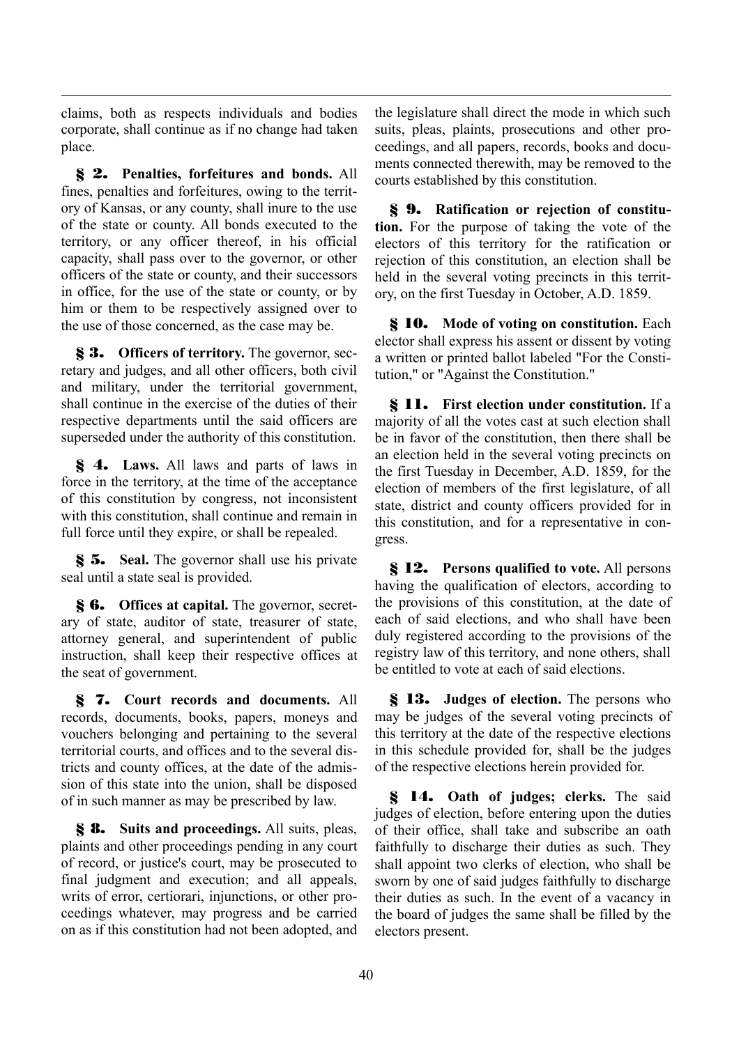claims, both as respects individuals and bodies corporate, shall continue as if no change had taken place.

**§ 2. Penalties, forfeitures and bonds.** All fines, penalties and forfeitures, owing to the territory of Kansas, or any county, shall inure to the use of the state or county. All bonds executed to the territory, or any officer thereof, in his official capacity, shall pass over to the governor, or other officers of the state or county, and their successors in office, for the use of the state or county, or by him or them to be respectively assigned over to the use of those concerned, as the case may be.

**§ 3. Officers of territory.** The governor, secretary and judges, and all other officers, both civil and military, under the territorial government, shall continue in the exercise of the duties of their respective departments until the said officers are superseded under the authority of this constitution.

**§ 4. Laws.** All laws and parts of laws in force in the territory, at the time of the acceptance of this constitution by congress, not inconsistent with this constitution, shall continue and remain in full force until they expire, or shall be repealed.

**§ 5. Seal.** The governor shall use his private seal until a state seal is provided.

**§ 6. Offices at capital.** The governor, secretary of state, auditor of state, treasurer of state, attorney general, and superintendent of public instruction, shall keep their respective offices at the seat of government.

**§ 7. Court records and documents.** All records, documents, books, papers, moneys and vouchers belonging and pertaining to the several territorial courts, and offices and to the several districts and county offices, at the date of the admission of this state into the union, shall be disposed of in such manner as may be prescribed by law.

**§ 8. Suits and proceedings.** All suits, pleas, plaints and other proceedings pending in any court of record, or justice's court, may be prosecuted to final judgment and execution; and all appeals, writs of error, certiorari, injunctions, or other proceedings whatever, may progress and be carried on as if this constitution had not been adopted, and the legislature shall direct the mode in which such suits, pleas, plaints, prosecutions and other proceedings, and all papers, records, books and documents connected therewith, may be removed to the courts established by this constitution.

**§ 9. Ratification or rejection of constitution.** For the purpose of taking the vote of the electors of this territory for the ratification or rejection of this constitution, an election shall be held in the several voting precincts in this territory, on the first Tuesday in October, A.D. 1859.

**§ 10. Mode of voting on constitution.** Each elector shall express his assent or dissent by voting a written or printed ballot labeled "For the Constitution," or "Against the Constitution."

**§ 11. First election under constitution.** If a majority of all the votes cast at such election shall be in favor of the constitution, then there shall be an election held in the several voting precincts on the first Tuesday in December, A.D. 1859, for the election of members of the first legislature, of all state, district and county officers provided for in this constitution, and for a representative in congress.

**§ 12. Persons qualified to vote.** All persons having the qualification of electors, according to the provisions of this constitution, at the date of each of said elections, and who shall have been duly registered according to the provisions of the registry law of this territory, and none others, shall be entitled to vote at each of said elections.

**§ 13. Judges of election.** The persons who may be judges of the several voting precincts of this territory at the date of the respective elections in this schedule provided for, shall be the judges of the respective elections herein provided for.

**§ 14. Oath of judges; clerks.** The said judges of election, before entering upon the duties of their office, shall take and subscribe an oath faithfully to discharge their duties as such. They shall appoint two clerks of election, who shall be sworn by one of said judges faithfully to discharge their duties as such. In the event of a vacancy in the board of judges the same shall be filled by the electors present.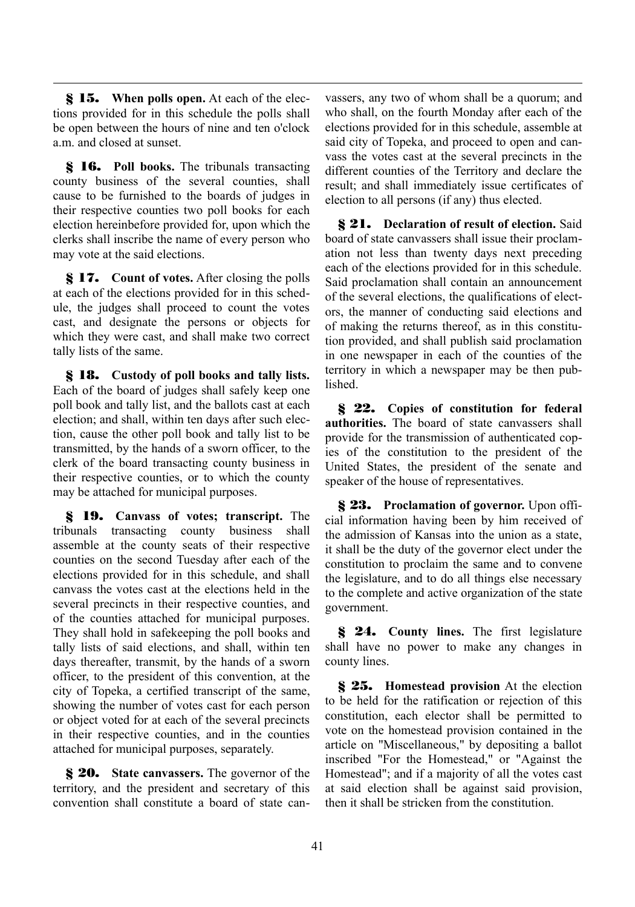**§ 15. When polls open.** At each of the elections provided for in this schedule the polls shall be open between the hours of nine and ten o'clock a.m. and closed at sunset.

**§ 16. Poll books.** The tribunals transacting county business of the several counties, shall cause to be furnished to the boards of judges in their respective counties two poll books for each election hereinbefore provided for, upon which the clerks shall inscribe the name of every person who may vote at the said elections.

**§ 17. Count of votes.** After closing the polls at each of the elections provided for in this schedule, the judges shall proceed to count the votes cast, and designate the persons or objects for which they were cast, and shall make two correct tally lists of the same.

**§ 18. Custody of poll books and tally lists.** Each of the board of judges shall safely keep one poll book and tally list, and the ballots cast at each election; and shall, within ten days after such election, cause the other poll book and tally list to be transmitted, by the hands of a sworn officer, to the clerk of the board transacting county business in their respective counties, or to which the county may be attached for municipal purposes.

**§ 19. Canvass of votes; transcript.** The tribunals transacting county business shall assemble at the county seats of their respective counties on the second Tuesday after each of the elections provided for in this schedule, and shall canvass the votes cast at the elections held in the several precincts in their respective counties, and of the counties attached for municipal purposes. They shall hold in safekeeping the poll books and tally lists of said elections, and shall, within ten days thereafter, transmit, by the hands of a sworn officer, to the president of this convention, at the city of Topeka, a certified transcript of the same, showing the number of votes cast for each person or object voted for at each of the several precincts in their respective counties, and in the counties attached for municipal purposes, separately.

**§ 20. State canvassers.** The governor of the territory, and the president and secretary of this convention shall constitute a board of state canvassers, any two of whom shall be a quorum; and who shall, on the fourth Monday after each of the elections provided for in this schedule, assemble at said city of Topeka, and proceed to open and canvass the votes cast at the several precincts in the different counties of the Territory and declare the result; and shall immediately issue certificates of election to all persons (if any) thus elected.

**§ 21. Declaration of result of election.** Said board of state canvassers shall issue their proclamation not less than twenty days next preceding each of the elections provided for in this schedule. Said proclamation shall contain an announcement of the several elections, the qualifications of electors, the manner of conducting said elections and of making the returns thereof, as in this constitution provided, and shall publish said proclamation in one newspaper in each of the counties of the territory in which a newspaper may be then published.

**§ 22. Copies of constitution for federal authorities.** The board of state canvassers shall provide for the transmission of authenticated copies of the constitution to the president of the United States, the president of the senate and speaker of the house of representatives.

**§ 23. Proclamation of governor.** Upon official information having been by him received of the admission of Kansas into the union as a state, it shall be the duty of the governor elect under the constitution to proclaim the same and to convene the legislature, and to do all things else necessary to the complete and active organization of the state government.

**§ 24. County lines.** The first legislature shall have no power to make any changes in county lines.

**§ 25. Homestead provision** At the election to be held for the ratification or rejection of this constitution, each elector shall be permitted to vote on the homestead provision contained in the article on "Miscellaneous," by depositing a ballot inscribed "For the Homestead," or "Against the Homestead"; and if a majority of all the votes cast at said election shall be against said provision, then it shall be stricken from the constitution.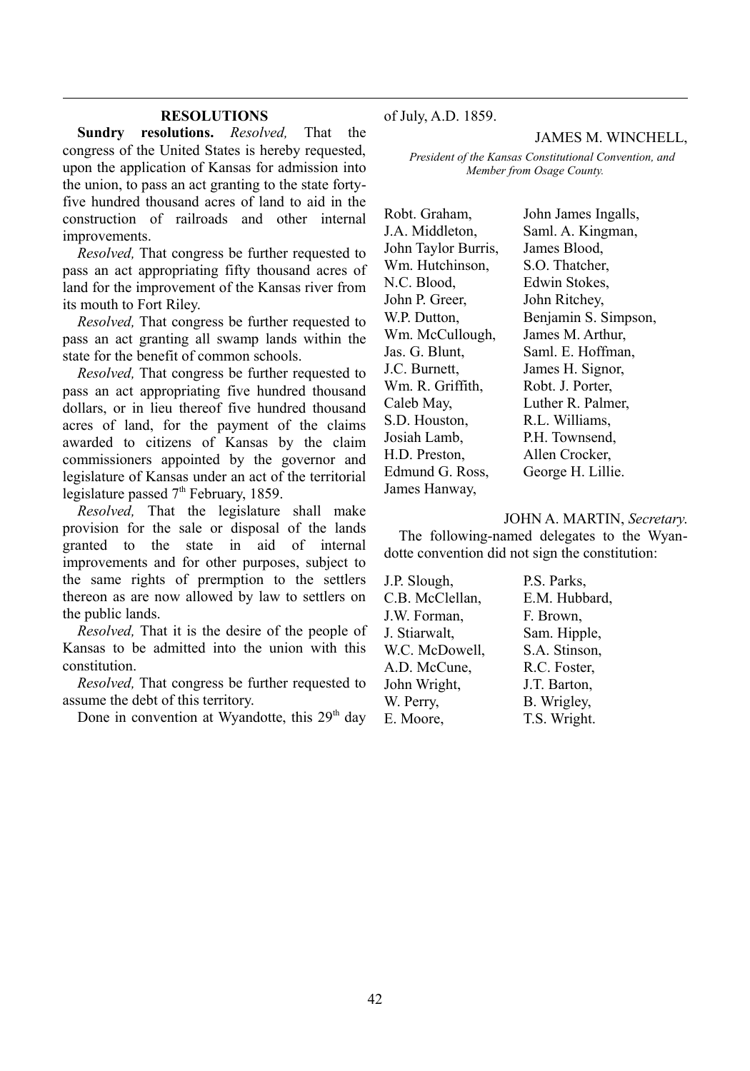## RESOLUTIONS

**Sundry resolutions.** *Resolved,* That the congress of the United States is hereby requested, upon the application of Kansas for admission into the union, to pass an act granting to the state forty-five hundred thousand acres of land to aid in the construction of railroads and other internal improvements.

*Resolved,* That congress be further requested to pass an act appropriating fifty thousand acres of land for the improvement of the Kansas river from its mouth to Fort Riley.

*Resolved,* That congress be further requested to pass an act granting all swamp lands within the state for the benefit of common schools.

*Resolved,* That congress be further requested to pass an act appropriating five hundred thousand dollars, or in lieu thereof five hundred thousand acres of land, for the payment of the claims awarded to citizens of Kansas by the claim commissioners appointed by the governor and legislature of Kansas under an act of the territorial legislature passed 7th February, 1859.

*Resolved,* That the legislature shall make provision for the sale or disposal of the lands granted to the state in aid of internal improvements and for other purposes, subject to the same rights of prermption to the settlers thereon as are now allowed by law to settlers on the public lands.

*Resolved,* That it is the desire of the people of Kansas to be admitted into the union with this constitution.

*Resolved,* That congress be further requested to assume the debt of this territory.

Done in convention at Wyandotte, this 29th day of July, A.D. 1859.

JAMES M. WINCHELL,

*President of the Kansas Constitutional Convention, and Member from Osage County.*

| | |
|---|---|
| Robt. Graham, | John James Ingalls, |
| J.A. Middleton, | Saml. A. Kingman, |
| John Taylor Burris, | James Blood, |
| Wm. Hutchinson, | S.O. Thatcher, |
| N.C. Blood, | Edwin Stokes, |
| John P. Greer, | John Ritchey, |
| W.P. Dutton, | Benjamin S. Simpson, |
| Wm. McCullough, | James M. Arthur, |
| Jas. G. Blunt, | Saml. E. Hoffman, |
| J.C. Burnett, | James H. Signor, |
| Wm. R. Griffith, | Robt. J. Porter, |
| Caleb May, | Luther R. Palmer, |
| S.D. Houston, | R.L. Williams, |
| Josiah Lamb, | P.H. Townsend, |
| H.D. Preston, | Allen Crocker, |
| Edmund G. Ross, | George H. Lillie. |
| James Hanway, | |

JOHN A. MARTIN, *Secretary.*

The following-named delegates to the Wyandotte convention did not sign the constitution:

| | |
|---|---|
| J.P. Slough, | P.S. Parks, |
| C.B. McClellan, | E.M. Hubbard, |
| J.W. Forman, | F. Brown, |
| J. Stiarwalt, | Sam. Hipple, |
| W.C. McDowell, | S.A. Stinson, |
| A.D. McCune, | R.C. Foster, |
| John Wright, | J.T. Barton, |
| W. Perry, | B. Wrigley, |
| E. Moore, | T.S. Wright. |